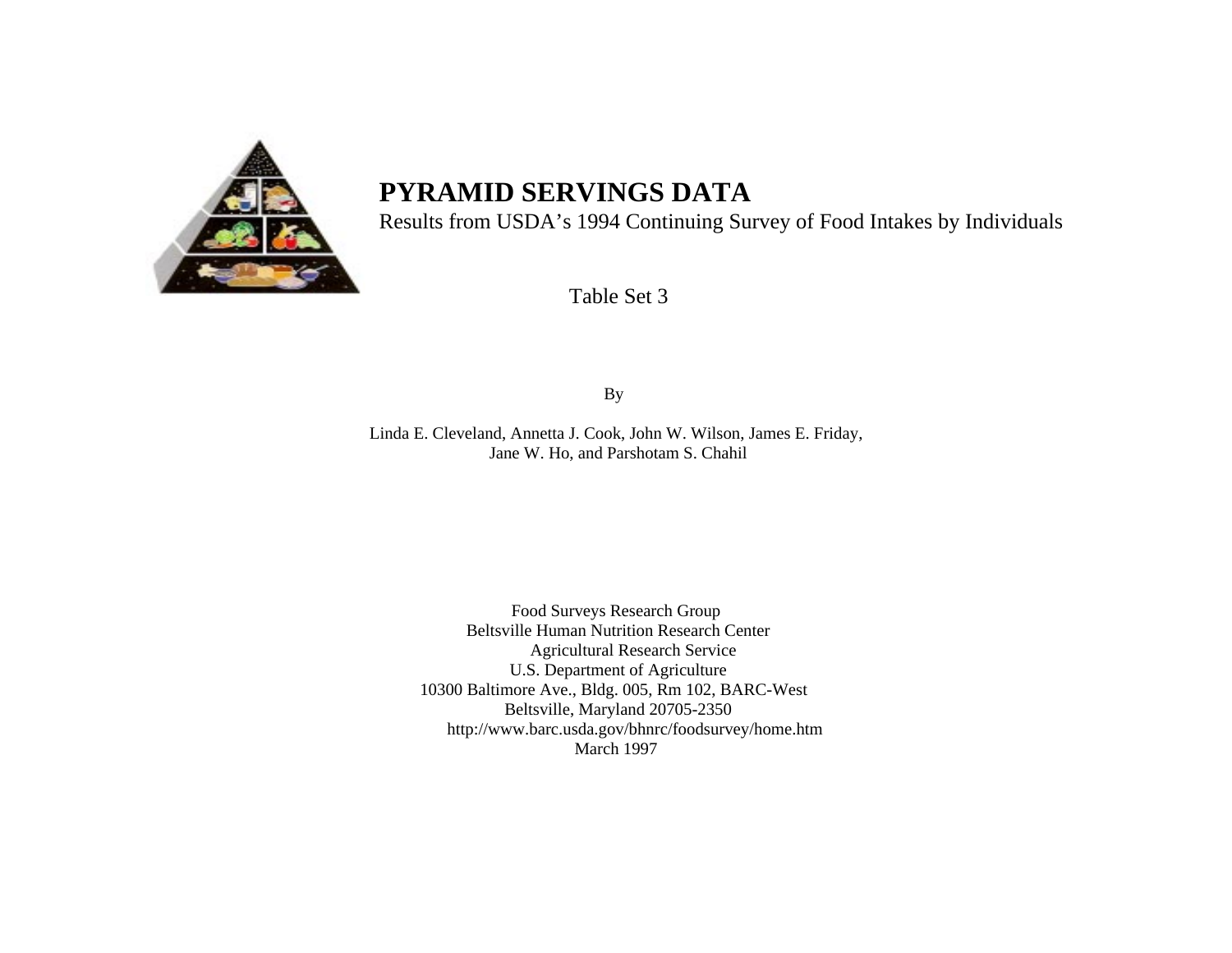# PYRAMID SERVINGS DATA

Results from USDA's 1994 Continuing Survey of Food Intakes by Individuals

Table Set 3

By

Linda E. Cleveland, Annetta J. Cook, John W. Wilson, James E. Friday, Jane W. Ho, and Parshotam S. Chahil

Food Surveys Research Group
Beltsville Human Nutrition Research Center
Agricultural Research Service
U.S. Department of Agriculture
10300 Baltimore Ave., Bldg. 005, Rm 102, BARC-West
Beltsville, Maryland 20705-2350
http://www.barc.usda.gov/bhnrc/foodsurvey/home.htm
March 1997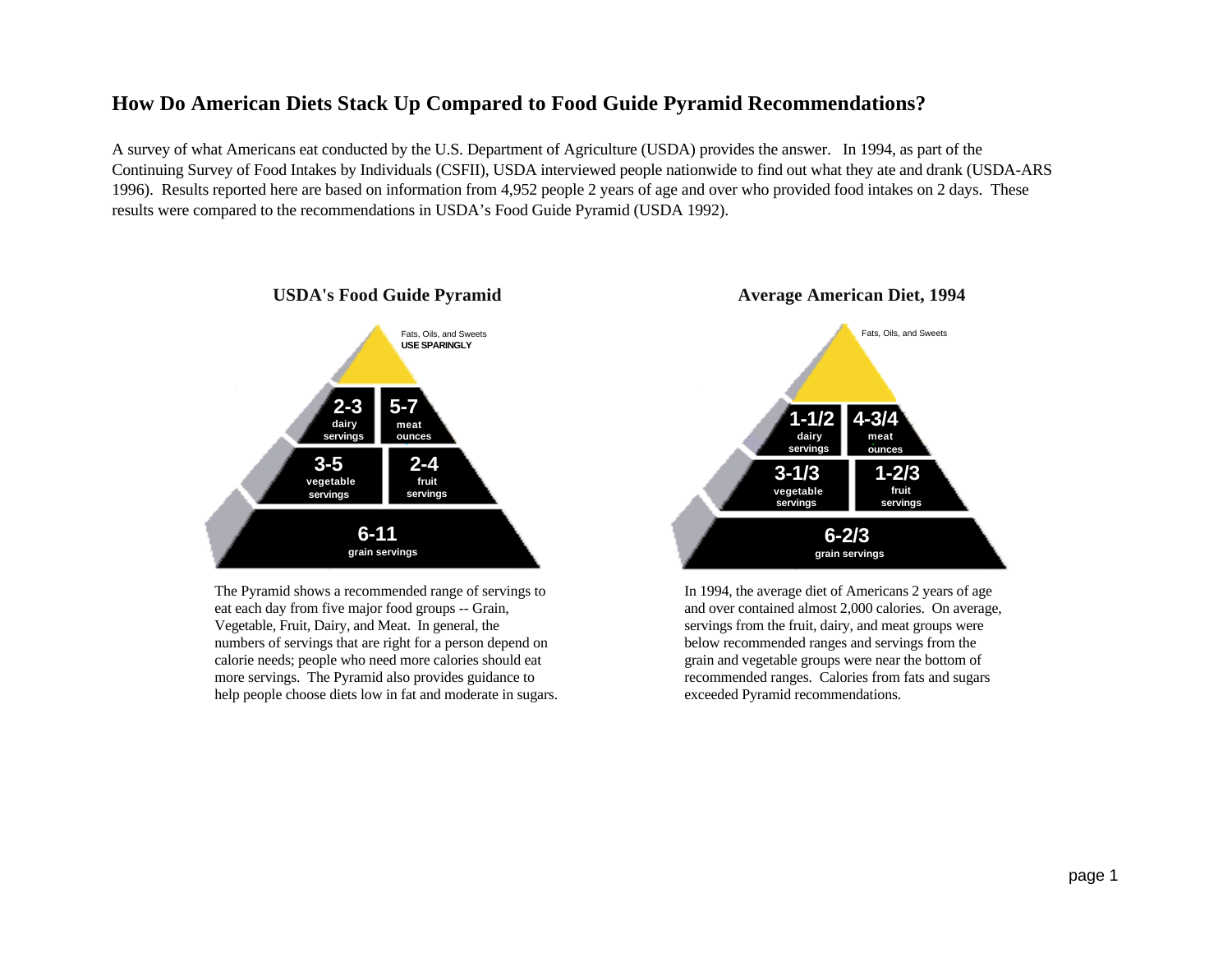# How Do American Diets Stack Up Compared to Food Guide Pyramid Recommendations?

A survey of what Americans eat conducted by the U.S. Department of Agriculture (USDA) provides the answer. In 1994, as part of the Continuing Survey of Food Intakes by Individuals (CSFII), USDA interviewed people nationwide to find out what they ate and drank (USDA-ARS 1996). Results reported here are based on information from 4,952 people 2 years of age and over who provided food intakes on 2 days. These results were compared to the recommendations in USDA's Food Guide Pyramid (USDA 1992).

### USDA's Food Guide Pyramid

Fats, Oils, and Sweets
**USE SPARINGLY**

**2-3** dairy servings

**5-7** meat ounces

**3-5** vegetable servings

**2-4** fruit servings

**6-11** grain servings

The Pyramid shows a recommended range of servings to eat each day from five major food groups -- Grain, Vegetable, Fruit, Dairy, and Meat. In general, the numbers of servings that are right for a person depend on calorie needs; people who need more calories should eat more servings. The Pyramid also provides guidance to help people choose diets low in fat and moderate in sugars.

### Average American Diet, 1994

Fats, Oils, and Sweets

**1-1/2** dairy servings

**4-3/4** meat ounces

**3-1/3** vegetable servings

**1-2/3** fruit servings

**6-2/3** grain servings

In 1994, the average diet of Americans 2 years of age and over contained almost 2,000 calories. On average, servings from the fruit, dairy, and meat groups were below recommended ranges and servings from the grain and vegetable groups were near the bottom of recommended ranges. Calories from fats and sugars exceeded Pyramid recommendations.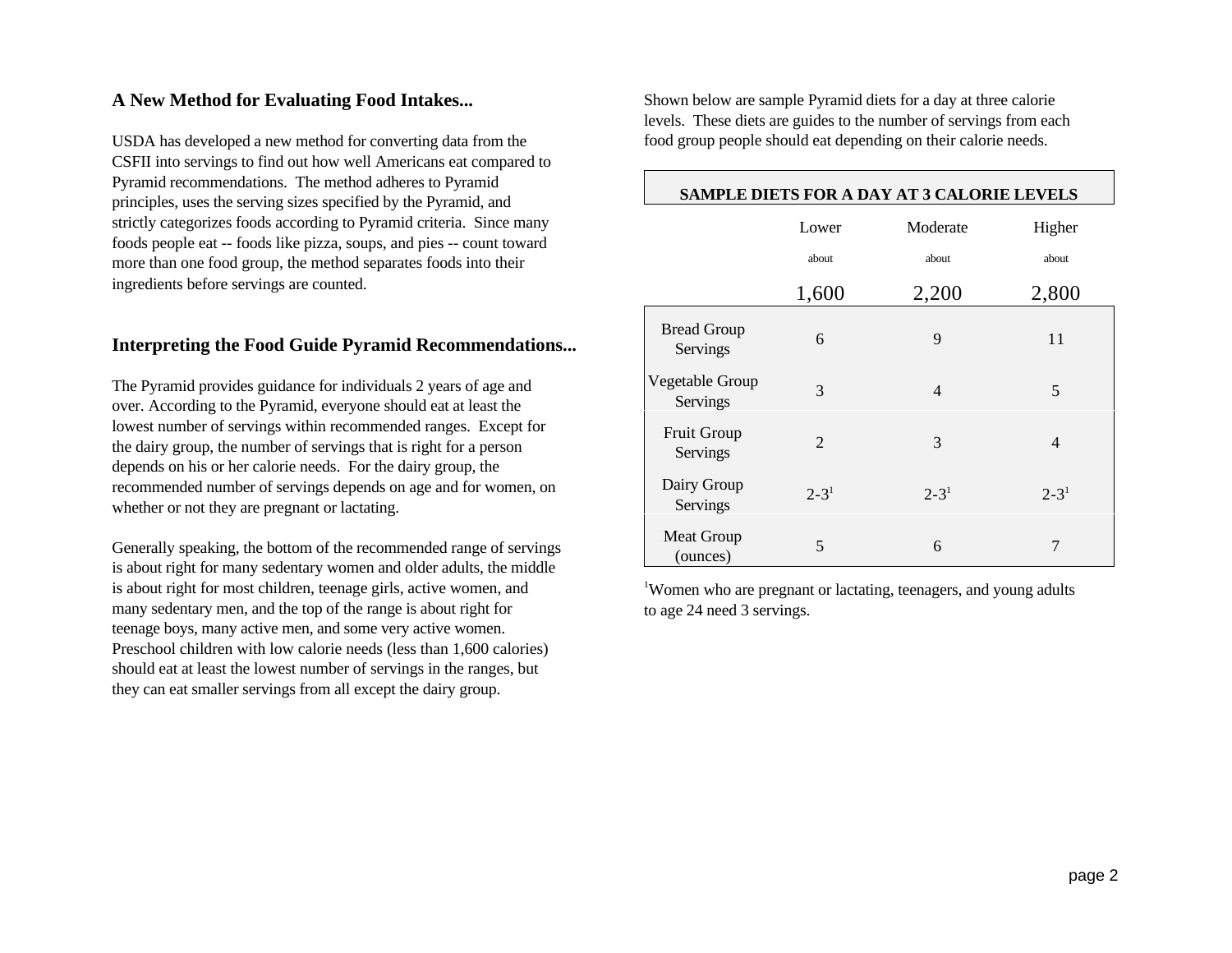## A New Method for Evaluating Food Intakes...

USDA has developed a new method for converting data from the CSFII into servings to find out how well Americans eat compared to Pyramid recommendations. The method adheres to Pyramid principles, uses the serving sizes specified by the Pyramid, and strictly categorizes foods according to Pyramid criteria. Since many foods people eat -- foods like pizza, soups, and pies -- count toward more than one food group, the method separates foods into their ingredients before servings are counted.

## Interpreting the Food Guide Pyramid Recommendations...

The Pyramid provides guidance for individuals 2 years of age and over. According to the Pyramid, everyone should eat at least the lowest number of servings within recommended ranges. Except for the dairy group, the number of servings that is right for a person depends on his or her calorie needs. For the dairy group, the recommended number of servings depends on age and for women, on whether or not they are pregnant or lactating.

Generally speaking, the bottom of the recommended range of servings is about right for many sedentary women and older adults, the middle is about right for most children, teenage girls, active women, and many sedentary men, and the top of the range is about right for teenage boys, many active men, and some very active women. Preschool children with low calorie needs (less than 1,600 calories) should eat at least the lowest number of servings in the ranges, but they can eat smaller servings from all except the dairy group.

Shown below are sample Pyramid diets for a day at three calorie levels. These diets are guides to the number of servings from each food group people should eat depending on their calorie needs.

**SAMPLE DIETS FOR A DAY AT 3 CALORIE LEVELS**

| | Lower about 1,600 | Moderate about 2,200 | Higher about 2,800 |
|---|---|---|---|
| Bread Group Servings | 6 | 9 | 11 |
| Vegetable Group Servings | 3 | 4 | 5 |
| Fruit Group Servings | 2 | 3 | 4 |
| Dairy Group Servings | 2-3[1] | 2-3[1] | 2-3[1] |
| Meat Group (ounces) | 5 | 6 | 7 |

[1]Women who are pregnant or lactating, teenagers, and young adults to age 24 need 3 servings.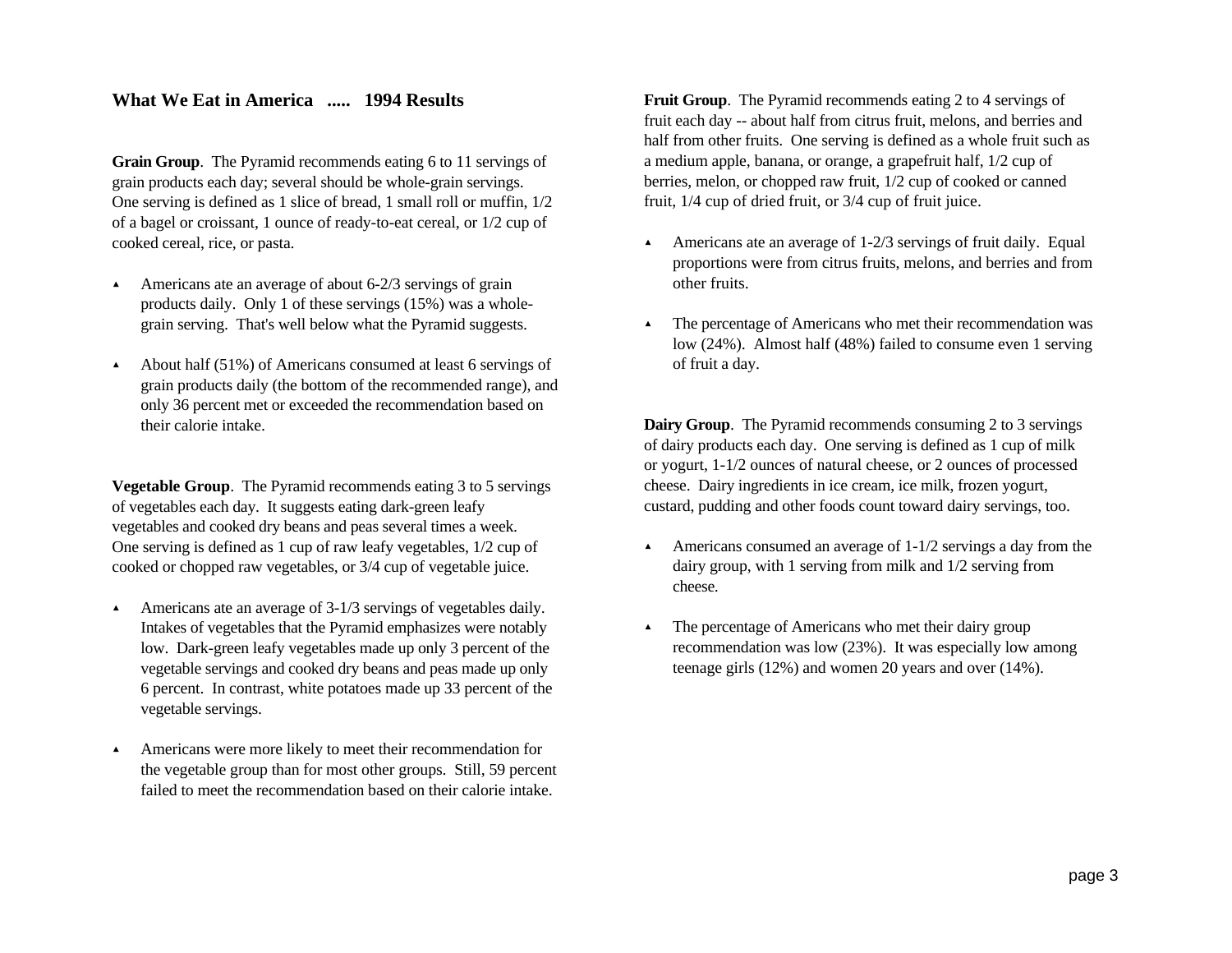## What We Eat in America ..... 1994 Results

**Grain Group**. The Pyramid recommends eating 6 to 11 servings of grain products each day; several should be whole-grain servings. One serving is defined as 1 slice of bread, 1 small roll or muffin, 1/2 of a bagel or croissant, 1 ounce of ready-to-eat cereal, or 1/2 cup of cooked cereal, rice, or pasta.

- Americans ate an average of about 6-2/3 servings of grain products daily. Only 1 of these servings (15%) was a whole-grain serving. That's well below what the Pyramid suggests.
- About half (51%) of Americans consumed at least 6 servings of grain products daily (the bottom of the recommended range), and only 36 percent met or exceeded the recommendation based on their calorie intake.

**Vegetable Group**. The Pyramid recommends eating 3 to 5 servings of vegetables each day. It suggests eating dark-green leafy vegetables and cooked dry beans and peas several times a week. One serving is defined as 1 cup of raw leafy vegetables, 1/2 cup of cooked or chopped raw vegetables, or 3/4 cup of vegetable juice.

- Americans ate an average of 3-1/3 servings of vegetables daily. Intakes of vegetables that the Pyramid emphasizes were notably low. Dark-green leafy vegetables made up only 3 percent of the vegetable servings and cooked dry beans and peas made up only 6 percent. In contrast, white potatoes made up 33 percent of the vegetable servings.
- Americans were more likely to meet their recommendation for the vegetable group than for most other groups. Still, 59 percent failed to meet the recommendation based on their calorie intake.

**Fruit Group**. The Pyramid recommends eating 2 to 4 servings of fruit each day -- about half from citrus fruit, melons, and berries and half from other fruits. One serving is defined as a whole fruit such as a medium apple, banana, or orange, a grapefruit half, 1/2 cup of berries, melon, or chopped raw fruit, 1/2 cup of cooked or canned fruit, 1/4 cup of dried fruit, or 3/4 cup of fruit juice.

- Americans ate an average of 1-2/3 servings of fruit daily. Equal proportions were from citrus fruits, melons, and berries and from other fruits.
- The percentage of Americans who met their recommendation was low (24%). Almost half (48%) failed to consume even 1 serving of fruit a day.

**Dairy Group**. The Pyramid recommends consuming 2 to 3 servings of dairy products each day. One serving is defined as 1 cup of milk or yogurt, 1-1/2 ounces of natural cheese, or 2 ounces of processed cheese. Dairy ingredients in ice cream, ice milk, frozen yogurt, custard, pudding and other foods count toward dairy servings, too.

- Americans consumed an average of 1-1/2 servings a day from the dairy group, with 1 serving from milk and 1/2 serving from cheese.
- The percentage of Americans who met their dairy group recommendation was low (23%). It was especially low among teenage girls (12%) and women 20 years and over (14%).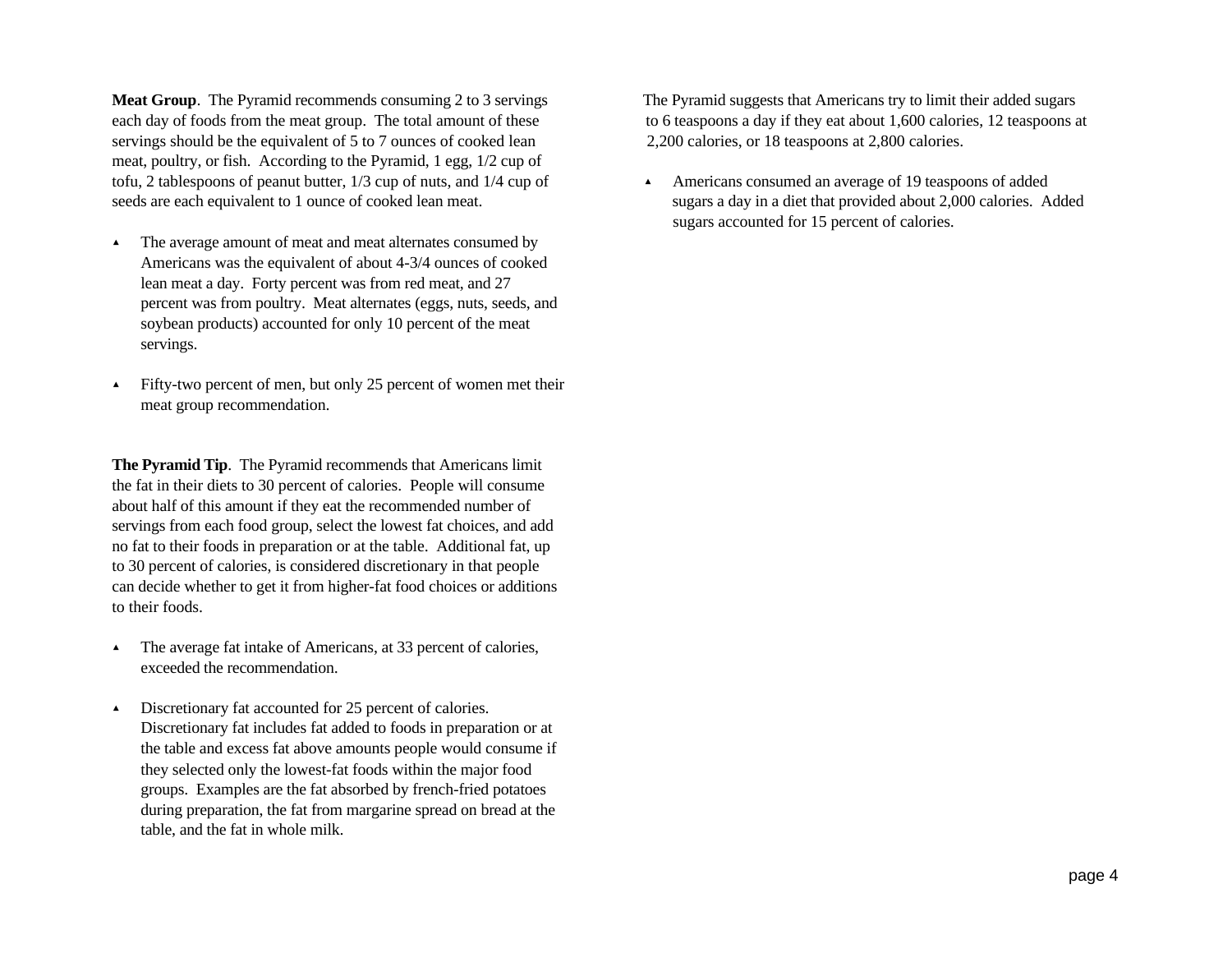**Meat Group**. The Pyramid recommends consuming 2 to 3 servings each day of foods from the meat group. The total amount of these servings should be the equivalent of 5 to 7 ounces of cooked lean meat, poultry, or fish. According to the Pyramid, 1 egg, 1/2 cup of tofu, 2 tablespoons of peanut butter, 1/3 cup of nuts, and 1/4 cup of seeds are each equivalent to 1 ounce of cooked lean meat.

- The average amount of meat and meat alternates consumed by Americans was the equivalent of about 4-3/4 ounces of cooked lean meat a day. Forty percent was from red meat, and 27 percent was from poultry. Meat alternates (eggs, nuts, seeds, and soybean products) accounted for only 10 percent of the meat servings.

- Fifty-two percent of men, but only 25 percent of women met their meat group recommendation.

**The Pyramid Tip**. The Pyramid recommends that Americans limit the fat in their diets to 30 percent of calories. People will consume about half of this amount if they eat the recommended number of servings from each food group, select the lowest fat choices, and add no fat to their foods in preparation or at the table. Additional fat, up to 30 percent of calories, is considered discretionary in that people can decide whether to get it from higher-fat food choices or additions to their foods.

- The average fat intake of Americans, at 33 percent of calories, exceeded the recommendation.

- Discretionary fat accounted for 25 percent of calories. Discretionary fat includes fat added to foods in preparation or at the table and excess fat above amounts people would consume if they selected only the lowest-fat foods within the major food groups. Examples are the fat absorbed by french-fried potatoes during preparation, the fat from margarine spread on bread at the table, and the fat in whole milk.

The Pyramid suggests that Americans try to limit their added sugars to 6 teaspoons a day if they eat about 1,600 calories, 12 teaspoons at 2,200 calories, or 18 teaspoons at 2,800 calories.

- Americans consumed an average of 19 teaspoons of added sugars a day in a diet that provided about 2,000 calories. Added sugars accounted for 15 percent of calories.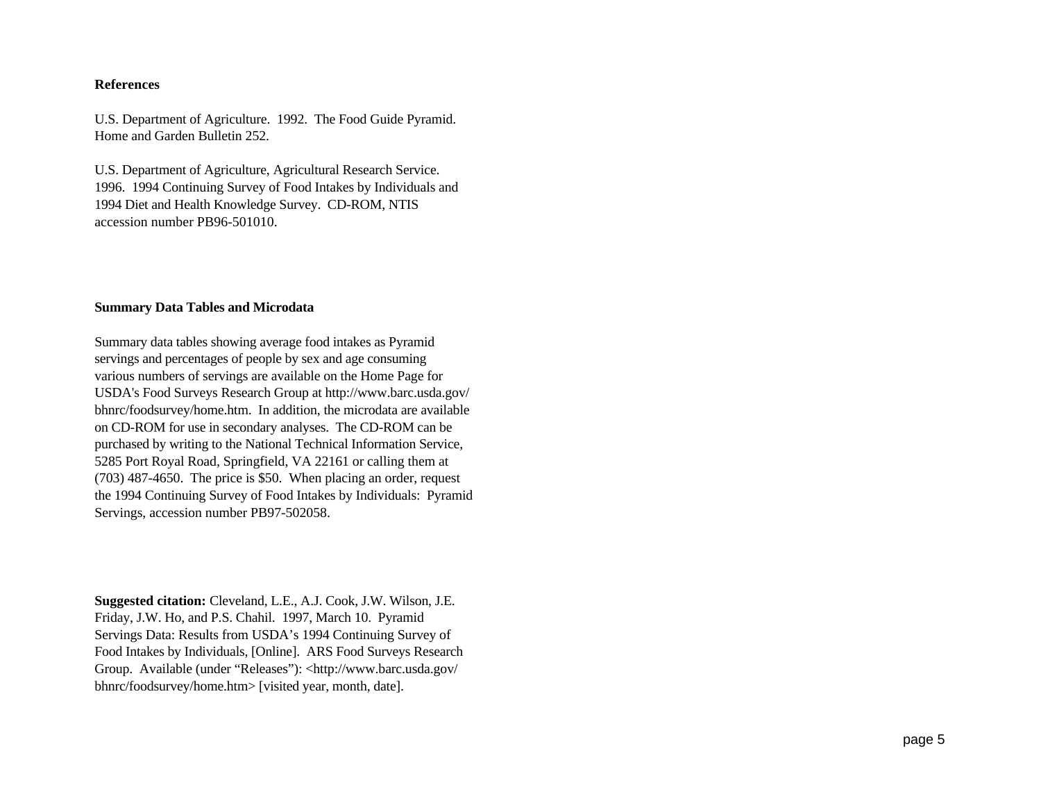## References

U.S. Department of Agriculture. 1992. The Food Guide Pyramid. Home and Garden Bulletin 252.

U.S. Department of Agriculture, Agricultural Research Service. 1996. 1994 Continuing Survey of Food Intakes by Individuals and 1994 Diet and Health Knowledge Survey. CD-ROM, NTIS accession number PB96-501010.

## Summary Data Tables and Microdata

Summary data tables showing average food intakes as Pyramid servings and percentages of people by sex and age consuming various numbers of servings are available on the Home Page for USDA's Food Surveys Research Group at http://www.barc.usda.gov/bhnrc/foodsurvey/home.htm. In addition, the microdata are available on CD-ROM for use in secondary analyses. The CD-ROM can be purchased by writing to the National Technical Information Service, 5285 Port Royal Road, Springfield, VA 22161 or calling them at (703) 487-4650. The price is $50. When placing an order, request the 1994 Continuing Survey of Food Intakes by Individuals: Pyramid Servings, accession number PB97-502058.

**Suggested citation:** Cleveland, L.E., A.J. Cook, J.W. Wilson, J.E. Friday, J.W. Ho, and P.S. Chahil. 1997, March 10. Pyramid Servings Data: Results from USDA's 1994 Continuing Survey of Food Intakes by Individuals, [Online]. ARS Food Surveys Research Group. Available (under "Releases"): <http://www.barc.usda.gov/bhnrc/foodsurvey/home.htm> [visited year, month, date].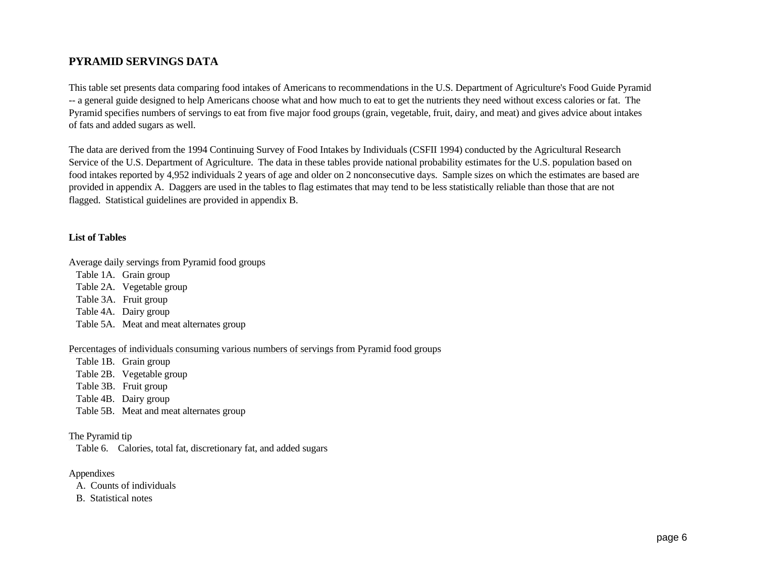## PYRAMID SERVINGS DATA

This table set presents data comparing food intakes of Americans to recommendations in the U.S. Department of Agriculture's Food Guide Pyramid -- a general guide designed to help Americans choose what and how much to eat to get the nutrients they need without excess calories or fat. The Pyramid specifies numbers of servings to eat from five major food groups (grain, vegetable, fruit, dairy, and meat) and gives advice about intakes of fats and added sugars as well.

The data are derived from the 1994 Continuing Survey of Food Intakes by Individuals (CSFII 1994) conducted by the Agricultural Research Service of the U.S. Department of Agriculture. The data in these tables provide national probability estimates for the U.S. population based on food intakes reported by 4,952 individuals 2 years of age and older on 2 nonconsecutive days. Sample sizes on which the estimates are based are provided in appendix A. Daggers are used in the tables to flag estimates that may tend to be less statistically reliable than those that are not flagged. Statistical guidelines are provided in appendix B.

### List of Tables

Average daily servings from Pyramid food groups

- Table 1A. Grain group
- Table 2A. Vegetable group
- Table 3A. Fruit group
- Table 4A. Dairy group
- Table 5A. Meat and meat alternates group

Percentages of individuals consuming various numbers of servings from Pyramid food groups

- Table 1B. Grain group
- Table 2B. Vegetable group
- Table 3B. Fruit group
- Table 4B. Dairy group
- Table 5B. Meat and meat alternates group

The Pyramid tip

- Table 6. Calories, total fat, discretionary fat, and added sugars

Appendixes

- A. Counts of individuals
- B. Statistical notes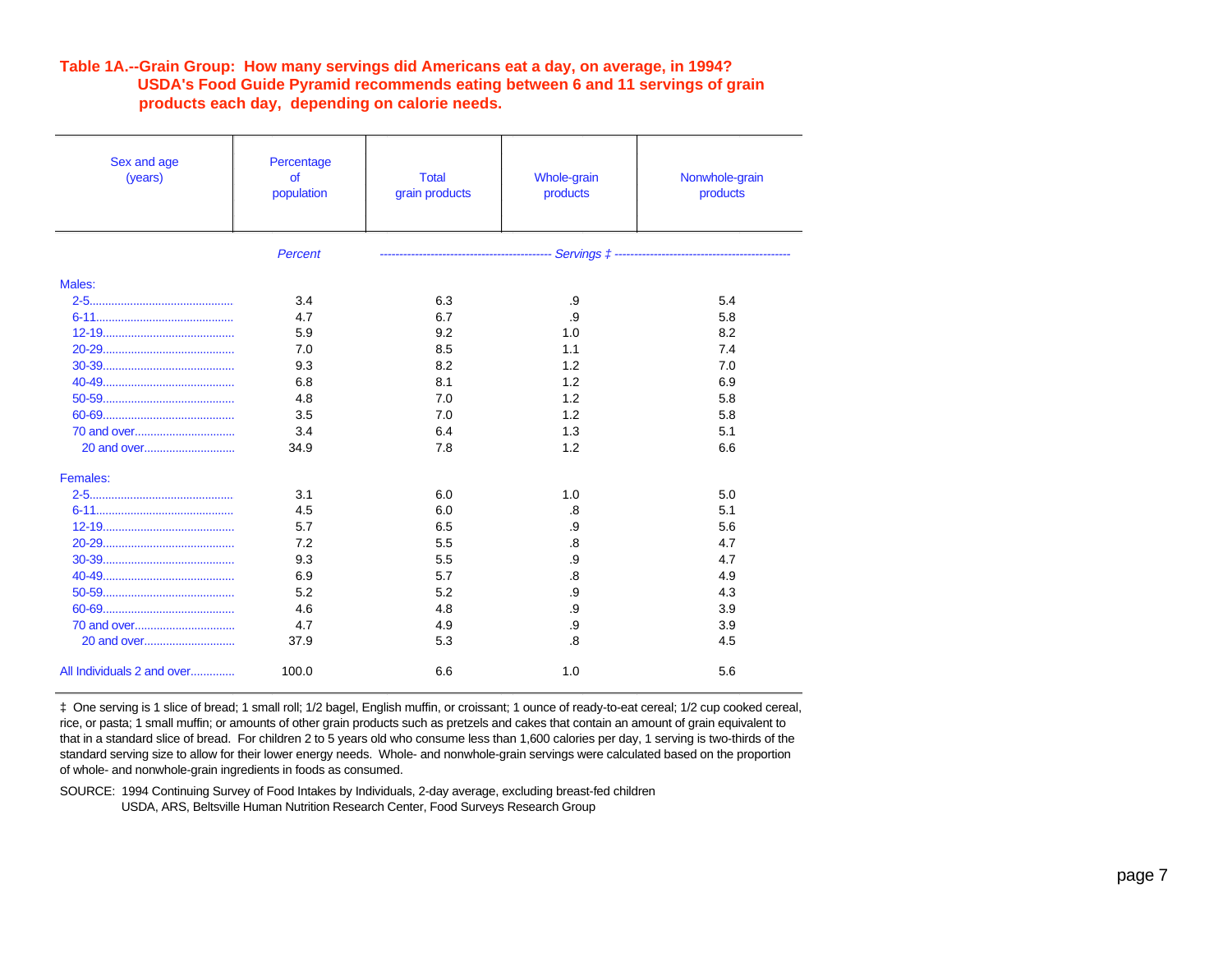**Table 1A.--Grain Group: How many servings did Americans eat a day, on average, in 1994? USDA's Food Guide Pyramid recommends eating between 6 and 11 servings of grain products each day, depending on calorie needs.**

| Sex and age (years) | Percentage of population | Total grain products | Whole-grain products | Nonwhole-grain products |
|---|---|---|---|---|
| | *Percent* | *Servings ‡* | | |
| **Males:** | | | | |
| 2-5 | 3.4 | 6.3 | .9 | 5.4 |
| 6-11 | 4.7 | 6.7 | .9 | 5.8 |
| 12-19 | 5.9 | 9.2 | 1.0 | 8.2 |
| 20-29 | 7.0 | 8.5 | 1.1 | 7.4 |
| 30-39 | 9.3 | 8.2 | 1.2 | 7.0 |
| 40-49 | 6.8 | 8.1 | 1.2 | 6.9 |
| 50-59 | 4.8 | 7.0 | 1.2 | 5.8 |
| 60-69 | 3.5 | 7.0 | 1.2 | 5.8 |
| 70 and over | 3.4 | 6.4 | 1.3 | 5.1 |
| 20 and over | 34.9 | 7.8 | 1.2 | 6.6 |
| **Females:** | | | | |
| 2-5 | 3.1 | 6.0 | 1.0 | 5.0 |
| 6-11 | 4.5 | 6.0 | .8 | 5.1 |
| 12-19 | 5.7 | 6.5 | .9 | 5.6 |
| 20-29 | 7.2 | 5.5 | .8 | 4.7 |
| 30-39 | 9.3 | 5.5 | .9 | 4.7 |
| 40-49 | 6.9 | 5.7 | .8 | 4.9 |
| 50-59 | 5.2 | 5.2 | .9 | 4.3 |
| 60-69 | 4.6 | 4.8 | .9 | 3.9 |
| 70 and over | 4.7 | 4.9 | .9 | 3.9 |
| 20 and over | 37.9 | 5.3 | .8 | 4.5 |
| All Individuals 2 and over | 100.0 | 6.6 | 1.0 | 5.6 |

‡ One serving is 1 slice of bread; 1 small roll; 1/2 bagel, English muffin, or croissant; 1 ounce of ready-to-eat cereal; 1/2 cup cooked cereal, rice, or pasta; 1 small muffin; or amounts of other grain products such as pretzels and cakes that contain an amount of grain equivalent to that in a standard slice of bread. For children 2 to 5 years old who consume less than 1,600 calories per day, 1 serving is two-thirds of the standard serving size to allow for their lower energy needs. Whole- and nonwhole-grain servings were calculated based on the proportion of whole- and nonwhole-grain ingredients in foods as consumed.

SOURCE: 1994 Continuing Survey of Food Intakes by Individuals, 2-day average, excluding breast-fed children
USDA, ARS, Beltsville Human Nutrition Research Center, Food Surveys Research Group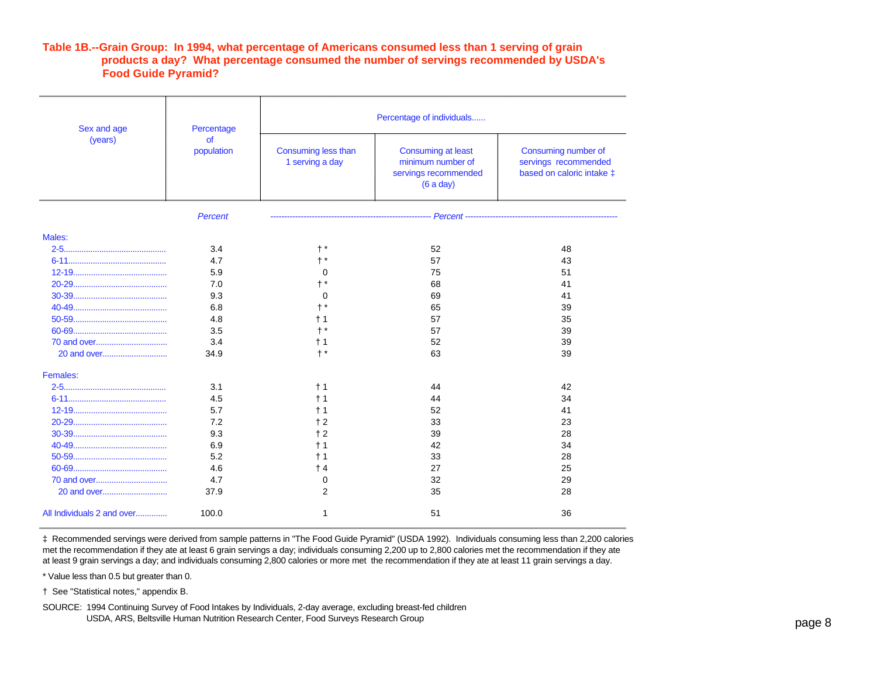**Table 1B.--Grain Group: In 1994, what percentage of Americans consumed less than 1 serving of grain products a day? What percentage consumed the number of servings recommended by USDA's Food Guide Pyramid?**

| Sex and age (years) | Percentage of population | Percentage of individuals...... | | |
|---|---|---|---|---|
| | | Consuming less than 1 serving a day | Consuming at least minimum number of servings recommended (6 a day) | Consuming number of servings recommended based on caloric intake ‡ |
| | *Percent* | *Percent* | | |
| Males: | | | | |
| 2-5 | 3.4 | † * | 52 | 48 |
| 6-11 | 4.7 | † * | 57 | 43 |
| 12-19 | 5.9 | 0 | 75 | 51 |
| 20-29 | 7.0 | † * | 68 | 41 |
| 30-39 | 9.3 | 0 | 69 | 41 |
| 40-49 | 6.8 | † * | 65 | 39 |
| 50-59 | 4.8 | † 1 | 57 | 35 |
| 60-69 | 3.5 | † * | 57 | 39 |
| 70 and over | 3.4 | † 1 | 52 | 39 |
| 20 and over | 34.9 | † * | 63 | 39 |
| Females: | | | | |
| 2-5 | 3.1 | † 1 | 44 | 42 |
| 6-11 | 4.5 | † 1 | 44 | 34 |
| 12-19 | 5.7 | † 1 | 52 | 41 |
| 20-29 | 7.2 | † 2 | 33 | 23 |
| 30-39 | 9.3 | † 2 | 39 | 28 |
| 40-49 | 6.9 | † 1 | 42 | 34 |
| 50-59 | 5.2 | † 1 | 33 | 28 |
| 60-69 | 4.6 | † 4 | 27 | 25 |
| 70 and over | 4.7 | 0 | 32 | 29 |
| 20 and over | 37.9 | 2 | 35 | 28 |
| All Individuals 2 and over | 100.0 | 1 | 51 | 36 |

‡ Recommended servings were derived from sample patterns in "The Food Guide Pyramid" (USDA 1992). Individuals consuming less than 2,200 calories met the recommendation if they ate at least 6 grain servings a day; individuals consuming 2,200 up to 2,800 calories met the recommendation if they ate at least 9 grain servings a day; and individuals consuming 2,800 calories or more met the recommendation if they ate at least 11 grain servings a day.

* Value less than 0.5 but greater than 0.

† See "Statistical notes," appendix B.

SOURCE: 1994 Continuing Survey of Food Intakes by Individuals, 2-day average, excluding breast-fed children
USDA, ARS, Beltsville Human Nutrition Research Center, Food Surveys Research Group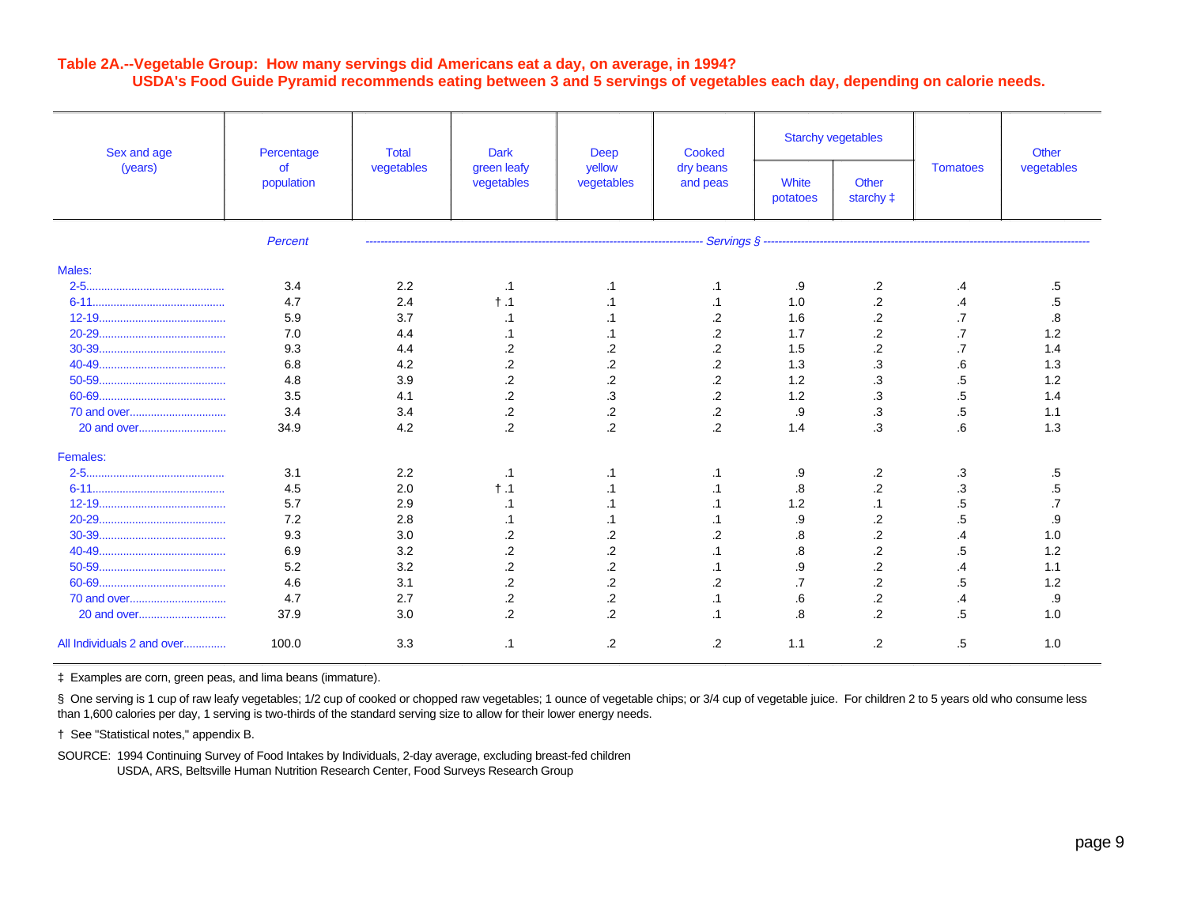**Table 2A.--Vegetable Group: How many servings did Americans eat a day, on average, in 1994?**
**USDA's Food Guide Pyramid recommends eating between 3 and 5 servings of vegetables each day, depending on calorie needs.**

| Sex and age (years) | Percentage of population | Total vegetables | Dark green leafy vegetables | Deep yellow vegetables | Cooked dry beans and peas | Starchy vegetables | | Tomatoes | Other vegetables |
|---|---|---|---|---|---|---|---|---|---|
| | | | | | | White potatoes | Other starchy ‡ | | |
| | *Percent* | *Servings §* | | | | | | | |
| Males: | | | | | | | | | |
| 2-5 | 3.4 | 2.2 | .1 | .1 | .1 | .9 | .2 | .4 | .5 |
| 6-11 | 4.7 | 2.4 | † .1 | .1 | .1 | 1.0 | .2 | .4 | .5 |
| 12-19 | 5.9 | 3.7 | .1 | .1 | .2 | 1.6 | .2 | .7 | .8 |
| 20-29 | 7.0 | 4.4 | .1 | .1 | .2 | 1.7 | .2 | .7 | 1.2 |
| 30-39 | 9.3 | 4.4 | .2 | .2 | .2 | 1.5 | .2 | .7 | 1.4 |
| 40-49 | 6.8 | 4.2 | .2 | .2 | .2 | 1.3 | .3 | .6 | 1.3 |
| 50-59 | 4.8 | 3.9 | .2 | .2 | .2 | 1.2 | .3 | .5 | 1.2 |
| 60-69 | 3.5 | 4.1 | .2 | .3 | .2 | 1.2 | .3 | .5 | 1.4 |
| 70 and over | 3.4 | 3.4 | .2 | .2 | .2 | .9 | .3 | .5 | 1.1 |
| 20 and over | 34.9 | 4.2 | .2 | .2 | .2 | 1.4 | .3 | .6 | 1.3 |
| Females: | | | | | | | | | |
| 2-5 | 3.1 | 2.2 | .1 | .1 | .1 | .9 | .2 | .3 | .5 |
| 6-11 | 4.5 | 2.0 | † .1 | .1 | .1 | .8 | .2 | .3 | .5 |
| 12-19 | 5.7 | 2.9 | .1 | .1 | .1 | 1.2 | .1 | .5 | .7 |
| 20-29 | 7.2 | 2.8 | .1 | .1 | .1 | .9 | .2 | .5 | .9 |
| 30-39 | 9.3 | 3.0 | .2 | .2 | .2 | .8 | .2 | .4 | 1.0 |
| 40-49 | 6.9 | 3.2 | .2 | .2 | .1 | .8 | .2 | .5 | 1.2 |
| 50-59 | 5.2 | 3.2 | .2 | .2 | .1 | .9 | .2 | .4 | 1.1 |
| 60-69 | 4.6 | 3.1 | .2 | .2 | .2 | .7 | .2 | .5 | 1.2 |
| 70 and over | 4.7 | 2.7 | .2 | .2 | .1 | .6 | .2 | .4 | .9 |
| 20 and over | 37.9 | 3.0 | .2 | .2 | .1 | .8 | .2 | .5 | 1.0 |
| All Individuals 2 and over | 100.0 | 3.3 | .1 | .2 | .2 | 1.1 | .2 | .5 | 1.0 |

‡ Examples are corn, green peas, and lima beans (immature).

§ One serving is 1 cup of raw leafy vegetables; 1/2 cup of cooked or chopped raw vegetables; 1 ounce of vegetable chips; or 3/4 cup of vegetable juice. For children 2 to 5 years old who consume less than 1,600 calories per day, 1 serving is two-thirds of the standard serving size to allow for their lower energy needs.

† See "Statistical notes," appendix B.

SOURCE: 1994 Continuing Survey of Food Intakes by Individuals, 2-day average, excluding breast-fed children
USDA, ARS, Beltsville Human Nutrition Research Center, Food Surveys Research Group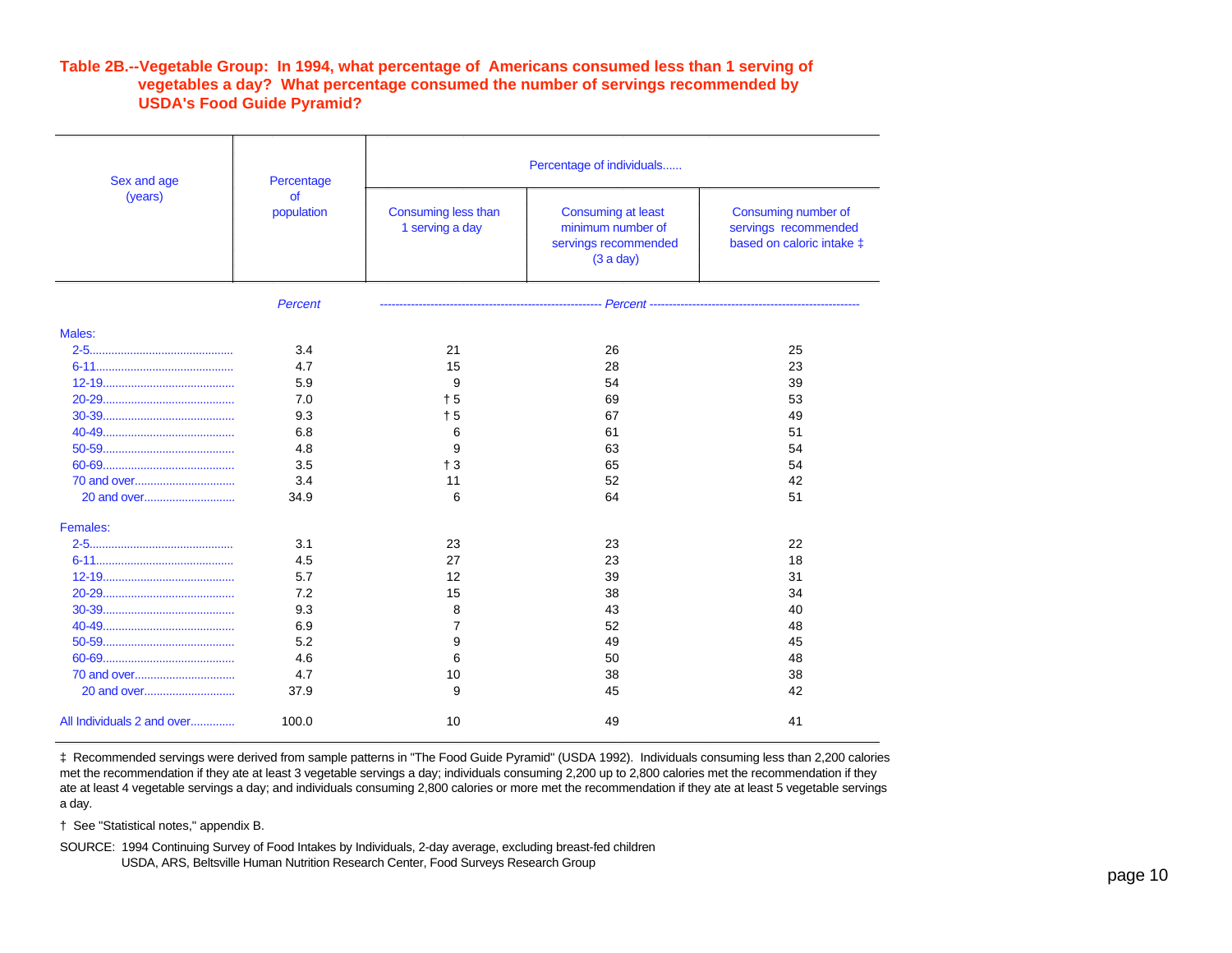**Table 2B.--Vegetable Group: In 1994, what percentage of Americans consumed less than 1 serving of vegetables a day? What percentage consumed the number of servings recommended by USDA's Food Guide Pyramid?**

| Sex and age (years) | Percentage of population | Percentage of individuals...... | | |
|---|---|---|---|---|
| | | Consuming less than 1 serving a day | Consuming at least minimum number of servings recommended (3 a day) | Consuming number of servings recommended based on caloric intake ‡ |
| | *Percent* | *Percent* | | |
| Males: | | | | |
| 2-5 | 3.4 | 21 | 26 | 25 |
| 6-11 | 4.7 | 15 | 28 | 23 |
| 12-19 | 5.9 | 9 | 54 | 39 |
| 20-29 | 7.0 | † 5 | 69 | 53 |
| 30-39 | 9.3 | † 5 | 67 | 49 |
| 40-49 | 6.8 | 6 | 61 | 51 |
| 50-59 | 4.8 | 9 | 63 | 54 |
| 60-69 | 3.5 | † 3 | 65 | 54 |
| 70 and over | 3.4 | 11 | 52 | 42 |
| 20 and over | 34.9 | 6 | 64 | 51 |
| Females: | | | | |
| 2-5 | 3.1 | 23 | 23 | 22 |
| 6-11 | 4.5 | 27 | 23 | 18 |
| 12-19 | 5.7 | 12 | 39 | 31 |
| 20-29 | 7.2 | 15 | 38 | 34 |
| 30-39 | 9.3 | 8 | 43 | 40 |
| 40-49 | 6.9 | 7 | 52 | 48 |
| 50-59 | 5.2 | 9 | 49 | 45 |
| 60-69 | 4.6 | 6 | 50 | 48 |
| 70 and over | 4.7 | 10 | 38 | 38 |
| 20 and over | 37.9 | 9 | 45 | 42 |
| All Individuals 2 and over | 100.0 | 10 | 49 | 41 |

‡ Recommended servings were derived from sample patterns in "The Food Guide Pyramid" (USDA 1992). Individuals consuming less than 2,200 calories met the recommendation if they ate at least 3 vegetable servings a day; individuals consuming 2,200 up to 2,800 calories met the recommendation if they ate at least 4 vegetable servings a day; and individuals consuming 2,800 calories or more met the recommendation if they ate at least 5 vegetable servings a day.

† See "Statistical notes," appendix B.

SOURCE: 1994 Continuing Survey of Food Intakes by Individuals, 2-day average, excluding breast-fed children
USDA, ARS, Beltsville Human Nutrition Research Center, Food Surveys Research Group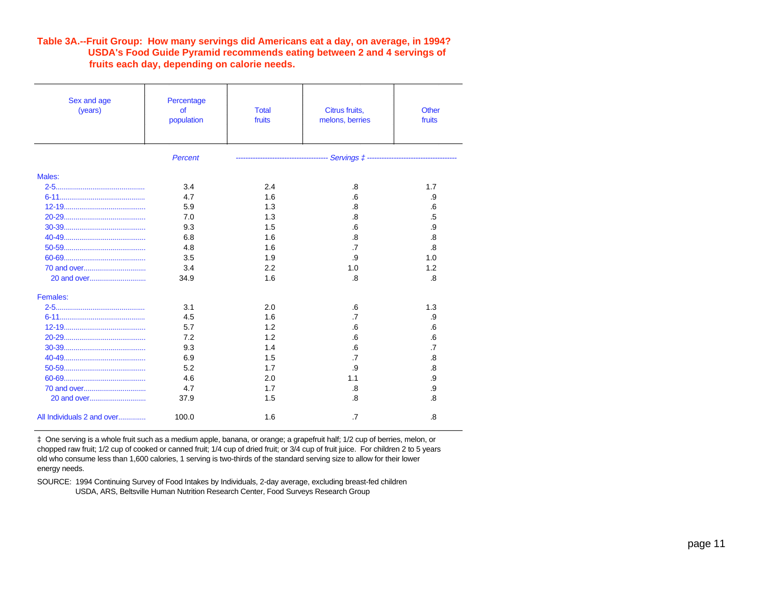**Table 3A.--Fruit Group: How many servings did Americans eat a day, on average, in 1994? USDA's Food Guide Pyramid recommends eating between 2 and 4 servings of fruits each day, depending on calorie needs.**

| Sex and age (years) | Percentage of population | Total fruits | Citrus fruits, melons, berries | Other fruits |
|---|---|---|---|---|
| | *Percent* | *Servings ‡* | | |
| Males: | | | | |
| 2-5 | 3.4 | 2.4 | .8 | 1.7 |
| 6-11 | 4.7 | 1.6 | .6 | .9 |
| 12-19 | 5.9 | 1.3 | .8 | .6 |
| 20-29 | 7.0 | 1.3 | .8 | .5 |
| 30-39 | 9.3 | 1.5 | .6 | .9 |
| 40-49 | 6.8 | 1.6 | .8 | .8 |
| 50-59 | 4.8 | 1.6 | .7 | .8 |
| 60-69 | 3.5 | 1.9 | .9 | 1.0 |
| 70 and over | 3.4 | 2.2 | 1.0 | 1.2 |
| 20 and over | 34.9 | 1.6 | .8 | .8 |
| Females: | | | | |
| 2-5 | 3.1 | 2.0 | .6 | 1.3 |
| 6-11 | 4.5 | 1.6 | .7 | .9 |
| 12-19 | 5.7 | 1.2 | .6 | .6 |
| 20-29 | 7.2 | 1.2 | .6 | .6 |
| 30-39 | 9.3 | 1.4 | .6 | .7 |
| 40-49 | 6.9 | 1.5 | .7 | .8 |
| 50-59 | 5.2 | 1.7 | .9 | .8 |
| 60-69 | 4.6 | 2.0 | 1.1 | .9 |
| 70 and over | 4.7 | 1.7 | .8 | .9 |
| 20 and over | 37.9 | 1.5 | .8 | .8 |
| All Individuals 2 and over | 100.0 | 1.6 | .7 | .8 |

‡ One serving is a whole fruit such as a medium apple, banana, or orange; a grapefruit half; 1/2 cup of berries, melon, or chopped raw fruit; 1/2 cup of cooked or canned fruit; 1/4 cup of dried fruit; or 3/4 cup of fruit juice. For children 2 to 5 years old who consume less than 1,600 calories, 1 serving is two-thirds of the standard serving size to allow for their lower energy needs.

SOURCE: 1994 Continuing Survey of Food Intakes by Individuals, 2-day average, excluding breast-fed children
USDA, ARS, Beltsville Human Nutrition Research Center, Food Surveys Research Group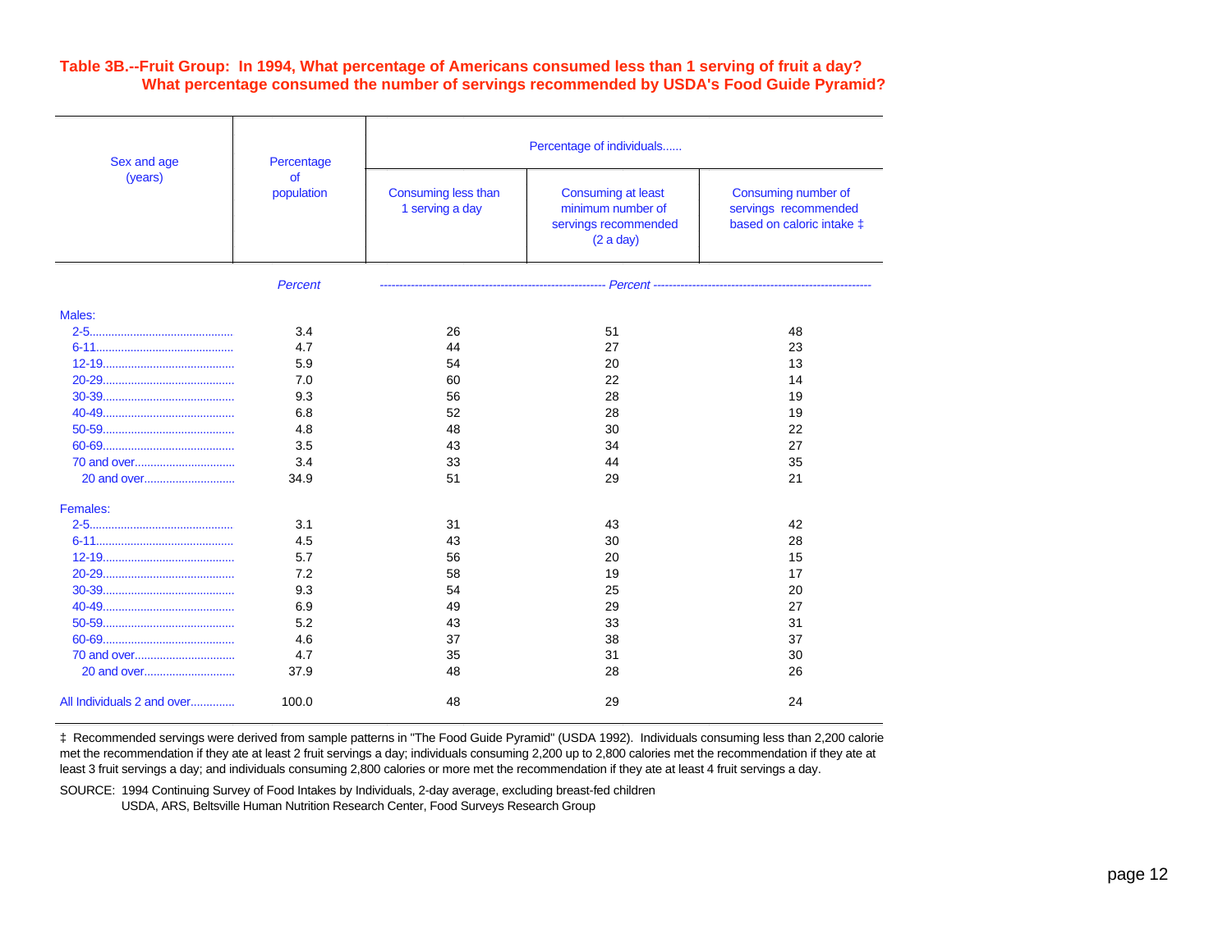**Table 3B.--Fruit Group: In 1994, What percentage of Americans consumed less than 1 serving of fruit a day? What percentage consumed the number of servings recommended by USDA's Food Guide Pyramid?**

| Sex and age (years) | Percentage of population | Percentage of individuals...... | | |
|---|---|---|---|---|
| | | Consuming less than 1 serving a day | Consuming at least minimum number of servings recommended (2 a day) | Consuming number of servings recommended based on caloric intake ‡ |
| | *Percent* | *Percent* | | |
| Males: | | | | |
| 2-5 | 3.4 | 26 | 51 | 48 |
| 6-11 | 4.7 | 44 | 27 | 23 |
| 12-19 | 5.9 | 54 | 20 | 13 |
| 20-29 | 7.0 | 60 | 22 | 14 |
| 30-39 | 9.3 | 56 | 28 | 19 |
| 40-49 | 6.8 | 52 | 28 | 19 |
| 50-59 | 4.8 | 48 | 30 | 22 |
| 60-69 | 3.5 | 43 | 34 | 27 |
| 70 and over | 3.4 | 33 | 44 | 35 |
| 20 and over | 34.9 | 51 | 29 | 21 |
| Females: | | | | |
| 2-5 | 3.1 | 31 | 43 | 42 |
| 6-11 | 4.5 | 43 | 30 | 28 |
| 12-19 | 5.7 | 56 | 20 | 15 |
| 20-29 | 7.2 | 58 | 19 | 17 |
| 30-39 | 9.3 | 54 | 25 | 20 |
| 40-49 | 6.9 | 49 | 29 | 27 |
| 50-59 | 5.2 | 43 | 33 | 31 |
| 60-69 | 4.6 | 37 | 38 | 37 |
| 70 and over | 4.7 | 35 | 31 | 30 |
| 20 and over | 37.9 | 48 | 28 | 26 |
| All Individuals 2 and over | 100.0 | 48 | 29 | 24 |

‡ Recommended servings were derived from sample patterns in "The Food Guide Pyramid" (USDA 1992). Individuals consuming less than 2,200 calorie met the recommendation if they ate at least 2 fruit servings a day; individuals consuming 2,200 up to 2,800 calories met the recommendation if they ate at least 3 fruit servings a day; and individuals consuming 2,800 calories or more met the recommendation if they ate at least 4 fruit servings a day.

SOURCE: 1994 Continuing Survey of Food Intakes by Individuals, 2-day average, excluding breast-fed children
USDA, ARS, Beltsville Human Nutrition Research Center, Food Surveys Research Group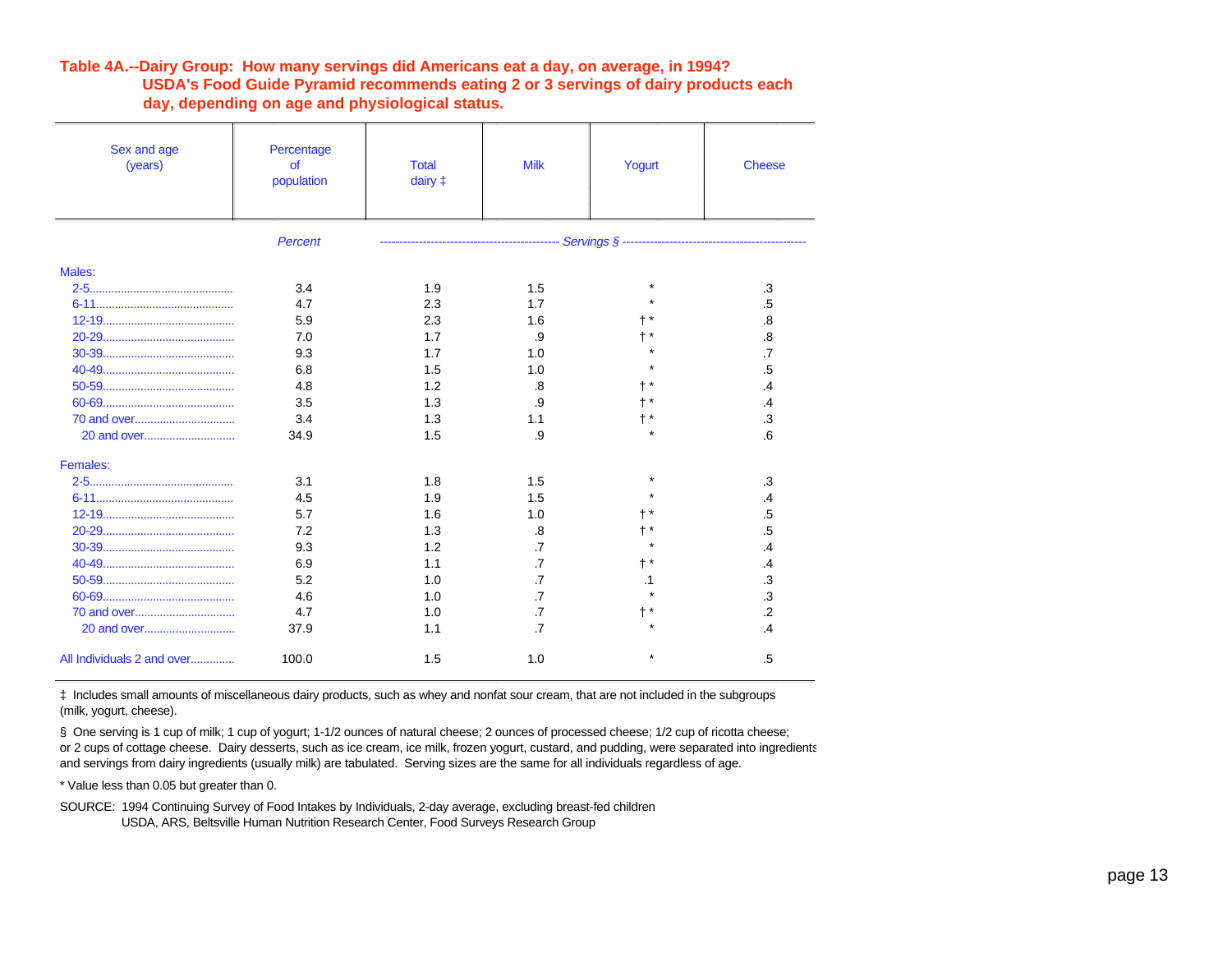**Table 4A.--Dairy Group: How many servings did Americans eat a day, on average, in 1994? USDA's Food Guide Pyramid recommends eating 2 or 3 servings of dairy products each day, depending on age and physiological status.**

| Sex and age (years) | Percentage of population | Total dairy ‡ | Milk | Yogurt | Cheese |
|---|---|---|---|---|---|
| | *Percent* | *Servings §* | | | |
| **Males:** | | | | | |
| 2-5 | 3.4 | 1.9 | 1.5 | * | .3 |
| 6-11 | 4.7 | 2.3 | 1.7 | * | .5 |
| 12-19 | 5.9 | 2.3 | 1.6 | † * | .8 |
| 20-29 | 7.0 | 1.7 | .9 | † * | .8 |
| 30-39 | 9.3 | 1.7 | 1.0 | * | .7 |
| 40-49 | 6.8 | 1.5 | 1.0 | * | .5 |
| 50-59 | 4.8 | 1.2 | .8 | † * | .4 |
| 60-69 | 3.5 | 1.3 | .9 | † * | .4 |
| 70 and over | 3.4 | 1.3 | 1.1 | † * | .3 |
| 20 and over | 34.9 | 1.5 | .9 | * | .6 |
| **Females:** | | | | | |
| 2-5 | 3.1 | 1.8 | 1.5 | * | .3 |
| 6-11 | 4.5 | 1.9 | 1.5 | * | .4 |
| 12-19 | 5.7 | 1.6 | 1.0 | † * | .5 |
| 20-29 | 7.2 | 1.3 | .8 | † * | .5 |
| 30-39 | 9.3 | 1.2 | .7 | * | .4 |
| 40-49 | 6.9 | 1.1 | .7 | † * | .4 |
| 50-59 | 5.2 | 1.0 | .7 | .1 | .3 |
| 60-69 | 4.6 | 1.0 | .7 | * | .3 |
| 70 and over | 4.7 | 1.0 | .7 | † * | .2 |
| 20 and over | 37.9 | 1.1 | .7 | * | .4 |
| All Individuals 2 and over | 100.0 | 1.5 | 1.0 | * | .5 |

‡ Includes small amounts of miscellaneous dairy products, such as whey and nonfat sour cream, that are not included in the subgroups (milk, yogurt, cheese).

§ One serving is 1 cup of milk; 1 cup of yogurt; 1-1/2 ounces of natural cheese; 2 ounces of processed cheese; 1/2 cup of ricotta cheese; or 2 cups of cottage cheese. Dairy desserts, such as ice cream, ice milk, frozen yogurt, custard, and pudding, were separated into ingredients and servings from dairy ingredients (usually milk) are tabulated. Serving sizes are the same for all individuals regardless of age.

* Value less than 0.05 but greater than 0.

SOURCE: 1994 Continuing Survey of Food Intakes by Individuals, 2-day average, excluding breast-fed children
USDA, ARS, Beltsville Human Nutrition Research Center, Food Surveys Research Group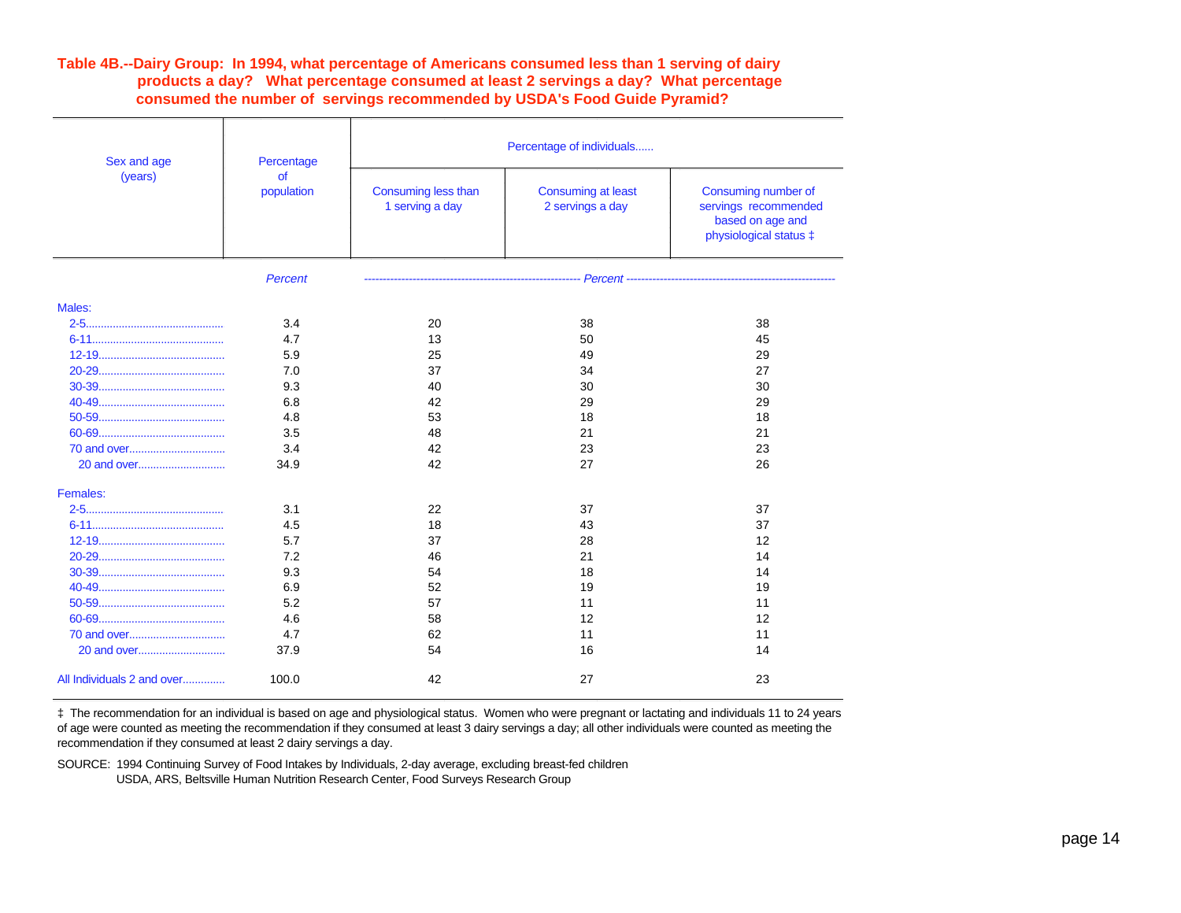**Table 4B.--Dairy Group: In 1994, what percentage of Americans consumed less than 1 serving of dairy products a day? What percentage consumed at least 2 servings a day? What percentage consumed the number of servings recommended by USDA's Food Guide Pyramid?**

| Sex and age (years) | Percentage of population | Percentage of individuals...... | | |
|---|---|---|---|---|
| | | Consuming less than 1 serving a day | Consuming at least 2 servings a day | Consuming number of servings recommended based on age and physiological status ‡ |
| | *Percent* | *Percent* | | |
| **Males:** | | | | |
| 2-5 | 3.4 | 20 | 38 | 38 |
| 6-11 | 4.7 | 13 | 50 | 45 |
| 12-19 | 5.9 | 25 | 49 | 29 |
| 20-29 | 7.0 | 37 | 34 | 27 |
| 30-39 | 9.3 | 40 | 30 | 30 |
| 40-49 | 6.8 | 42 | 29 | 29 |
| 50-59 | 4.8 | 53 | 18 | 18 |
| 60-69 | 3.5 | 48 | 21 | 21 |
| 70 and over | 3.4 | 42 | 23 | 23 |
| 20 and over | 34.9 | 42 | 27 | 26 |
| **Females:** | | | | |
| 2-5 | 3.1 | 22 | 37 | 37 |
| 6-11 | 4.5 | 18 | 43 | 37 |
| 12-19 | 5.7 | 37 | 28 | 12 |
| 20-29 | 7.2 | 46 | 21 | 14 |
| 30-39 | 9.3 | 54 | 18 | 14 |
| 40-49 | 6.9 | 52 | 19 | 19 |
| 50-59 | 5.2 | 57 | 11 | 11 |
| 60-69 | 4.6 | 58 | 12 | 12 |
| 70 and over | 4.7 | 62 | 11 | 11 |
| 20 and over | 37.9 | 54 | 16 | 14 |
| All Individuals 2 and over | 100.0 | 42 | 27 | 23 |

‡ The recommendation for an individual is based on age and physiological status. Women who were pregnant or lactating and individuals 11 to 24 years of age were counted as meeting the recommendation if they consumed at least 3 dairy servings a day; all other individuals were counted as meeting the recommendation if they consumed at least 2 dairy servings a day.

SOURCE: 1994 Continuing Survey of Food Intakes by Individuals, 2-day average, excluding breast-fed children
USDA, ARS, Beltsville Human Nutrition Research Center, Food Surveys Research Group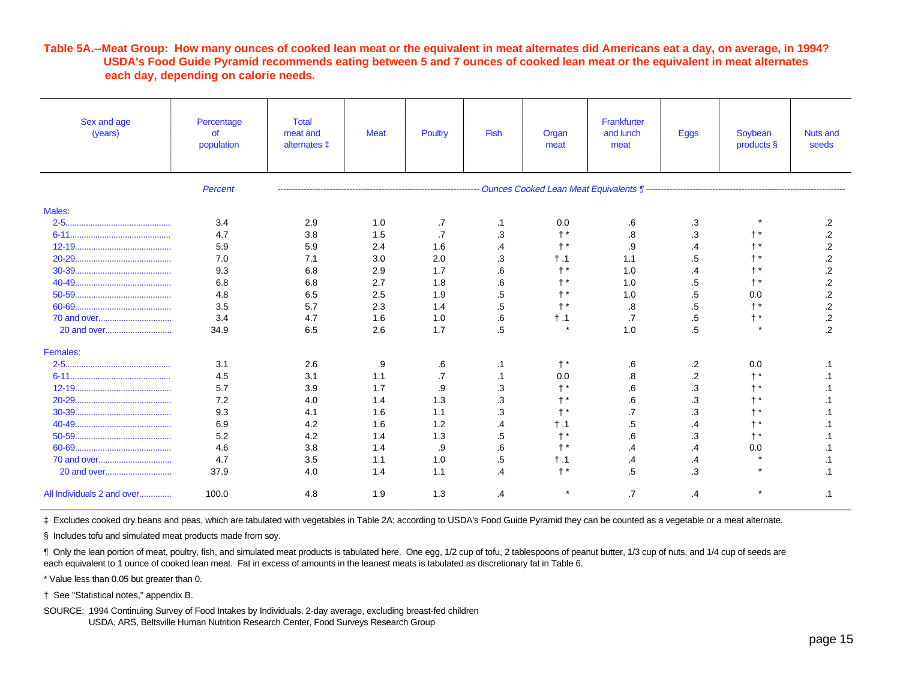**Table 5A.--Meat Group: How many ounces of cooked lean meat or the equivalent in meat alternates did Americans eat a day, on average, in 1994? USDA's Food Guide Pyramid recommends eating between 5 and 7 ounces of cooked lean meat or the equivalent in meat alternates each day, depending on calorie needs.**

| Sex and age (years) | Percentage of population | Total meat and alternates ‡ | Meat | Poultry | Fish | Organ meat | Frankfurter and lunch meat | Eggs | Soybean products § | Nuts and seeds |
|---|---|---|---|---|---|---|---|---|---|---|
| | *Percent* | *Ounces Cooked Lean Meat Equivalents ¶* | | | | | | | | |
| Males: | | | | | | | | | | |
| 2-5 | 3.4 | 2.9 | 1.0 | .7 | .1 | 0.0 | .6 | .3 | * | .2 |
| 6-11 | 4.7 | 3.8 | 1.5 | .7 | .3 | † * | .8 | .3 | † * | .2 |
| 12-19 | 5.9 | 5.9 | 2.4 | 1.6 | .4 | † * | .9 | .4 | † * | .2 |
| 20-29 | 7.0 | 7.1 | 3.0 | 2.0 | .3 | † .1 | 1.1 | .5 | † * | .2 |
| 30-39 | 9.3 | 6.8 | 2.9 | 1.7 | .6 | † * | 1.0 | .4 | † * | .2 |
| 40-49 | 6.8 | 6.8 | 2.7 | 1.8 | .6 | † * | 1.0 | .5 | † * | .2 |
| 50-59 | 4.8 | 6.5 | 2.5 | 1.9 | .5 | † * | 1.0 | .5 | 0.0 | .2 |
| 60-69 | 3.5 | 5.7 | 2.3 | 1.4 | .5 | † * | .8 | .5 | † * | .2 |
| 70 and over | 3.4 | 4.7 | 1.6 | 1.0 | .6 | † .1 | .7 | .5 | † * | .2 |
| 20 and over | 34.9 | 6.5 | 2.6 | 1.7 | .5 | * | 1.0 | .5 | * | .2 |
| Females: | | | | | | | | | | |
| 2-5 | 3.1 | 2.6 | .9 | .6 | .1 | † * | .6 | .2 | 0.0 | .1 |
| 6-11 | 4.5 | 3.1 | 1.1 | .7 | .1 | 0.0 | .8 | .2 | † * | .1 |
| 12-19 | 5.7 | 3.9 | 1.7 | .9 | .3 | † * | .6 | .3 | † * | .1 |
| 20-29 | 7.2 | 4.0 | 1.4 | 1.3 | .3 | † * | .6 | .3 | † * | .1 |
| 30-39 | 9.3 | 4.1 | 1.6 | 1.1 | .3 | † * | .7 | .3 | † * | .1 |
| 40-49 | 6.9 | 4.2 | 1.6 | 1.2 | .4 | † .1 | .5 | .4 | † * | .1 |
| 50-59 | 5.2 | 4.2 | 1.4 | 1.3 | .5 | † * | .6 | .3 | † * | .1 |
| 60-69 | 4.6 | 3.8 | 1.4 | .9 | .6 | † * | .4 | .4 | 0.0 | .1 |
| 70 and over | 4.7 | 3.5 | 1.1 | 1.0 | .5 | † .1 | .4 | .4 | * | .1 |
| 20 and over | 37.9 | 4.0 | 1.4 | 1.1 | .4 | † * | .5 | .3 | * | .1 |
| All Individuals 2 and over | 100.0 | 4.8 | 1.9 | 1.3 | .4 | * | .7 | .4 | * | .1 |

‡ Excludes cooked dry beans and peas, which are tabulated with vegetables in Table 2A; according to USDA's Food Guide Pyramid they can be counted as a vegetable or a meat alternate.

§ Includes tofu and simulated meat products made from soy.

¶ Only the lean portion of meat, poultry, fish, and simulated meat products is tabulated here. One egg, 1/2 cup of tofu, 2 tablespoons of peanut butter, 1/3 cup of nuts, and 1/4 cup of seeds are each equivalent to 1 ounce of cooked lean meat. Fat in excess of amounts in the leanest meats is tabulated as discretionary fat in Table 6.

* Value less than 0.05 but greater than 0.

† See "Statistical notes," appendix B.

SOURCE: 1994 Continuing Survey of Food Intakes by Individuals, 2-day average, excluding breast-fed children
USDA, ARS, Beltsville Human Nutrition Research Center, Food Surveys Research Group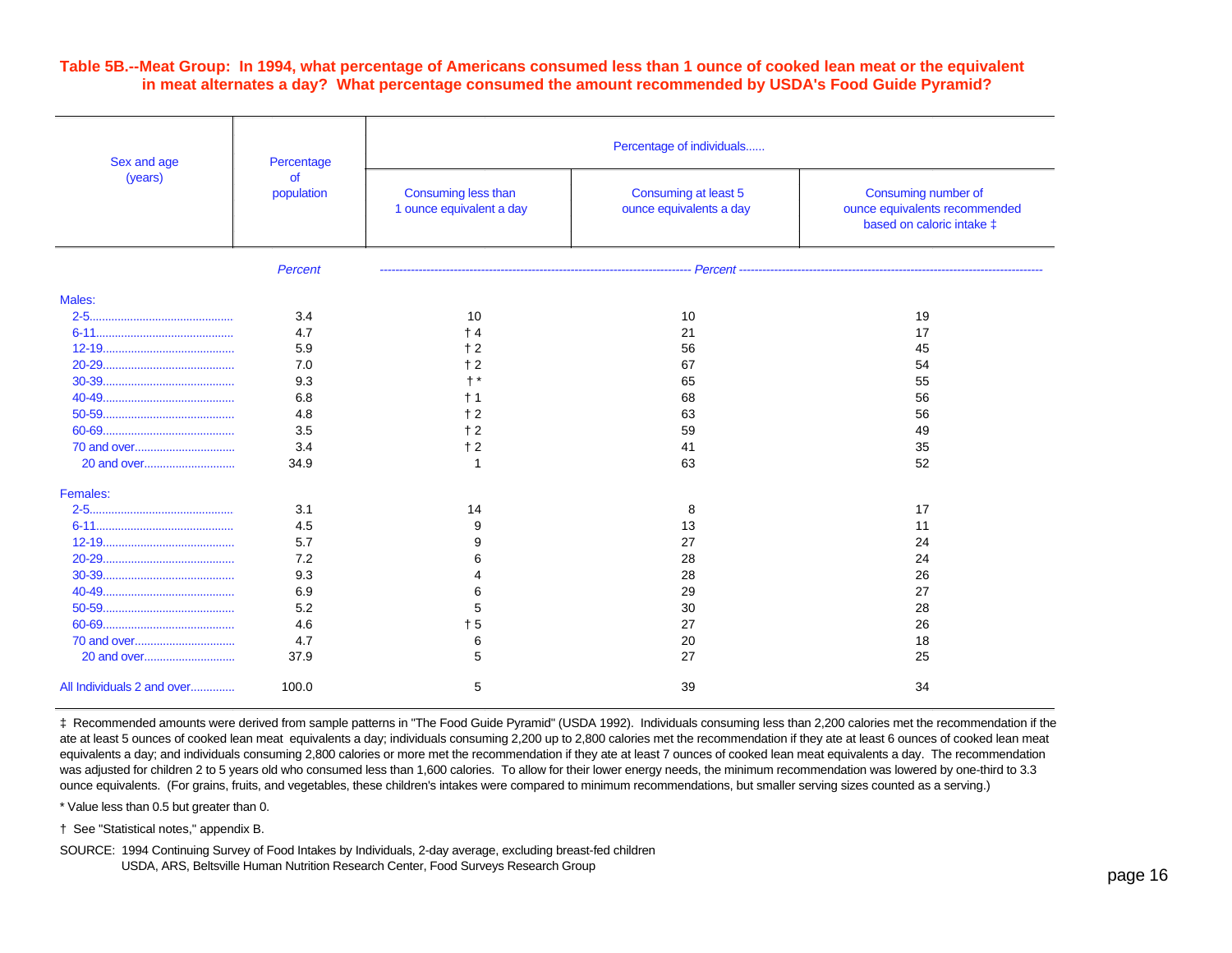**Table 5B.--Meat Group: In 1994, what percentage of Americans consumed less than 1 ounce of cooked lean meat or the equivalent in meat alternates a day? What percentage consumed the amount recommended by USDA's Food Guide Pyramid?**

| Sex and age (years) | Percentage of population | Percentage of individuals...... | | |
|---|---|---|---|---|
| | | Consuming less than 1 ounce equivalent a day | Consuming at least 5 ounce equivalents a day | Consuming number of ounce equivalents recommended based on caloric intake ‡ |
| | *Percent* | *Percent* | | |
| **Males:** | | | | |
| 2-5 | 3.4 | 10 | 10 | 19 |
| 6-11 | 4.7 | † 4 | 21 | 17 |
| 12-19 | 5.9 | † 2 | 56 | 45 |
| 20-29 | 7.0 | † 2 | 67 | 54 |
| 30-39 | 9.3 | † * | 65 | 55 |
| 40-49 | 6.8 | † 1 | 68 | 56 |
| 50-59 | 4.8 | † 2 | 63 | 56 |
| 60-69 | 3.5 | † 2 | 59 | 49 |
| 70 and over | 3.4 | † 2 | 41 | 35 |
| 20 and over | 34.9 | 1 | 63 | 52 |
| **Females:** | | | | |
| 2-5 | 3.1 | 14 | 8 | 17 |
| 6-11 | 4.5 | 9 | 13 | 11 |
| 12-19 | 5.7 | 9 | 27 | 24 |
| 20-29 | 7.2 | 6 | 28 | 24 |
| 30-39 | 9.3 | 4 | 28 | 26 |
| 40-49 | 6.9 | 6 | 29 | 27 |
| 50-59 | 5.2 | 5 | 30 | 28 |
| 60-69 | 4.6 | † 5 | 27 | 26 |
| 70 and over | 4.7 | 6 | 20 | 18 |
| 20 and over | 37.9 | 5 | 27 | 25 |
| All Individuals 2 and over | 100.0 | 5 | 39 | 34 |

‡ Recommended amounts were derived from sample patterns in "The Food Guide Pyramid" (USDA 1992). Individuals consuming less than 2,200 calories met the recommendation if they ate at least 5 ounces of cooked lean meat equivalents a day; individuals consuming 2,200 up to 2,800 calories met the recommendation if they ate at least 6 ounces of cooked lean meat equivalents a day; and individuals consuming 2,800 calories or more met the recommendation if they ate at least 7 ounces of cooked lean meat equivalents a day. The recommendation was adjusted for children 2 to 5 years old who consumed less than 1,600 calories. To allow for their lower energy needs, the minimum recommendation was lowered by one-third to 3.3 ounce equivalents. (For grains, fruits, and vegetables, these children's intakes were compared to minimum recommendations, but smaller serving sizes counted as a serving.)

\* Value less than 0.5 but greater than 0.

† See "Statistical notes," appendix B.

SOURCE: 1994 Continuing Survey of Food Intakes by Individuals, 2-day average, excluding breast-fed children
USDA, ARS, Beltsville Human Nutrition Research Center, Food Surveys Research Group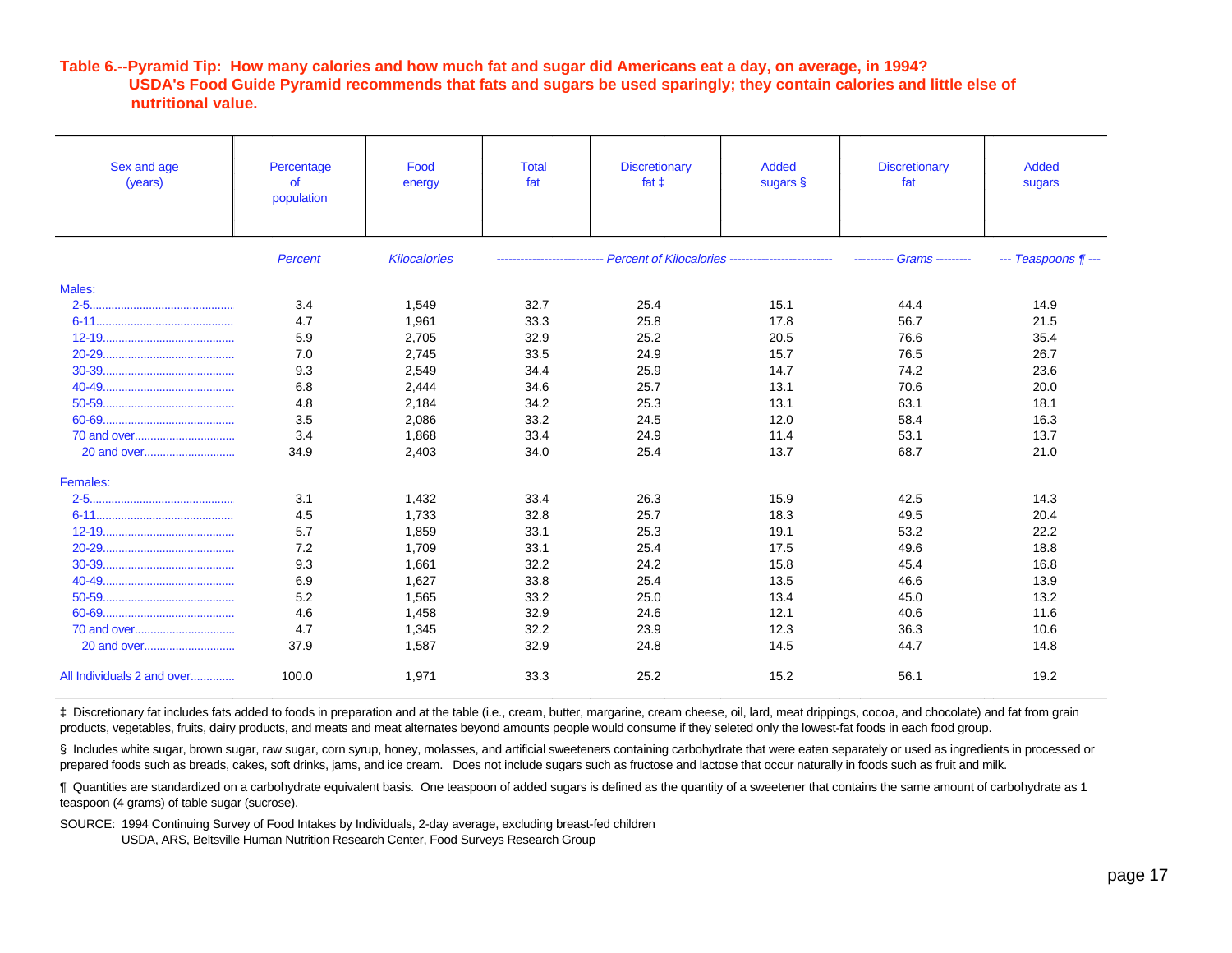**Table 6.--Pyramid Tip: How many calories and how much fat and sugar did Americans eat a day, on average, in 1994? USDA's Food Guide Pyramid recommends that fats and sugars be used sparingly; they contain calories and little else of nutritional value.**

| Sex and age (years) | Percentage of population | Food energy | Total fat | Discretionary fat ‡ | Added sugars § | Discretionary fat | Added sugars |
|---|---|---|---|---|---|---|---|
| | *Percent* | *Kilocalories* | *Percent of Kilocalories* | | | *Grams* | *Teaspoons ¶* |
| **Males:** | | | | | | | |
| 2-5 | 3.4 | 1,549 | 32.7 | 25.4 | 15.1 | 44.4 | 14.9 |
| 6-11 | 4.7 | 1,961 | 33.3 | 25.8 | 17.8 | 56.7 | 21.5 |
| 12-19 | 5.9 | 2,705 | 32.9 | 25.2 | 20.5 | 76.6 | 35.4 |
| 20-29 | 7.0 | 2,745 | 33.5 | 24.9 | 15.7 | 76.5 | 26.7 |
| 30-39 | 9.3 | 2,549 | 34.4 | 25.9 | 14.7 | 74.2 | 23.6 |
| 40-49 | 6.8 | 2,444 | 34.6 | 25.7 | 13.1 | 70.6 | 20.0 |
| 50-59 | 4.8 | 2,184 | 34.2 | 25.3 | 13.1 | 63.1 | 18.1 |
| 60-69 | 3.5 | 2,086 | 33.2 | 24.5 | 12.0 | 58.4 | 16.3 |
| 70 and over | 3.4 | 1,868 | 33.4 | 24.9 | 11.4 | 53.1 | 13.7 |
| 20 and over | 34.9 | 2,403 | 34.0 | 25.4 | 13.7 | 68.7 | 21.0 |
| **Females:** | | | | | | | |
| 2-5 | 3.1 | 1,432 | 33.4 | 26.3 | 15.9 | 42.5 | 14.3 |
| 6-11 | 4.5 | 1,733 | 32.8 | 25.7 | 18.3 | 49.5 | 20.4 |
| 12-19 | 5.7 | 1,859 | 33.1 | 25.3 | 19.1 | 53.2 | 22.2 |
| 20-29 | 7.2 | 1,709 | 33.1 | 25.4 | 17.5 | 49.6 | 18.8 |
| 30-39 | 9.3 | 1,661 | 32.2 | 24.2 | 15.8 | 45.4 | 16.8 |
| 40-49 | 6.9 | 1,627 | 33.8 | 25.4 | 13.5 | 46.6 | 13.9 |
| 50-59 | 5.2 | 1,565 | 33.2 | 25.0 | 13.4 | 45.0 | 13.2 |
| 60-69 | 4.6 | 1,458 | 32.9 | 24.6 | 12.1 | 40.6 | 11.6 |
| 70 and over | 4.7 | 1,345 | 32.2 | 23.9 | 12.3 | 36.3 | 10.6 |
| 20 and over | 37.9 | 1,587 | 32.9 | 24.8 | 14.5 | 44.7 | 14.8 |
| All Individuals 2 and over | 100.0 | 1,971 | 33.3 | 25.2 | 15.2 | 56.1 | 19.2 |

‡ Discretionary fat includes fats added to foods in preparation and at the table (i.e., cream, butter, margarine, cream cheese, oil, lard, meat drippings, cocoa, and chocolate) and fat from grain products, vegetables, fruits, dairy products, and meats and meat alternates beyond amounts people would consume if they seleted only the lowest-fat foods in each food group.

§ Includes white sugar, brown sugar, raw sugar, corn syrup, honey, molasses, and artificial sweeteners containing carbohydrate that were eaten separately or used as ingredients in processed or prepared foods such as breads, cakes, soft drinks, jams, and ice cream. Does not include sugars such as fructose and lactose that occur naturally in foods such as fruit and milk.

¶ Quantities are standardized on a carbohydrate equivalent basis. One teaspoon of added sugars is defined as the quantity of a sweetener that contains the same amount of carbohydrate as 1 teaspoon (4 grams) of table sugar (sucrose).

SOURCE: 1994 Continuing Survey of Food Intakes by Individuals, 2-day average, excluding breast-fed children
USDA, ARS, Beltsville Human Nutrition Research Center, Food Surveys Research Group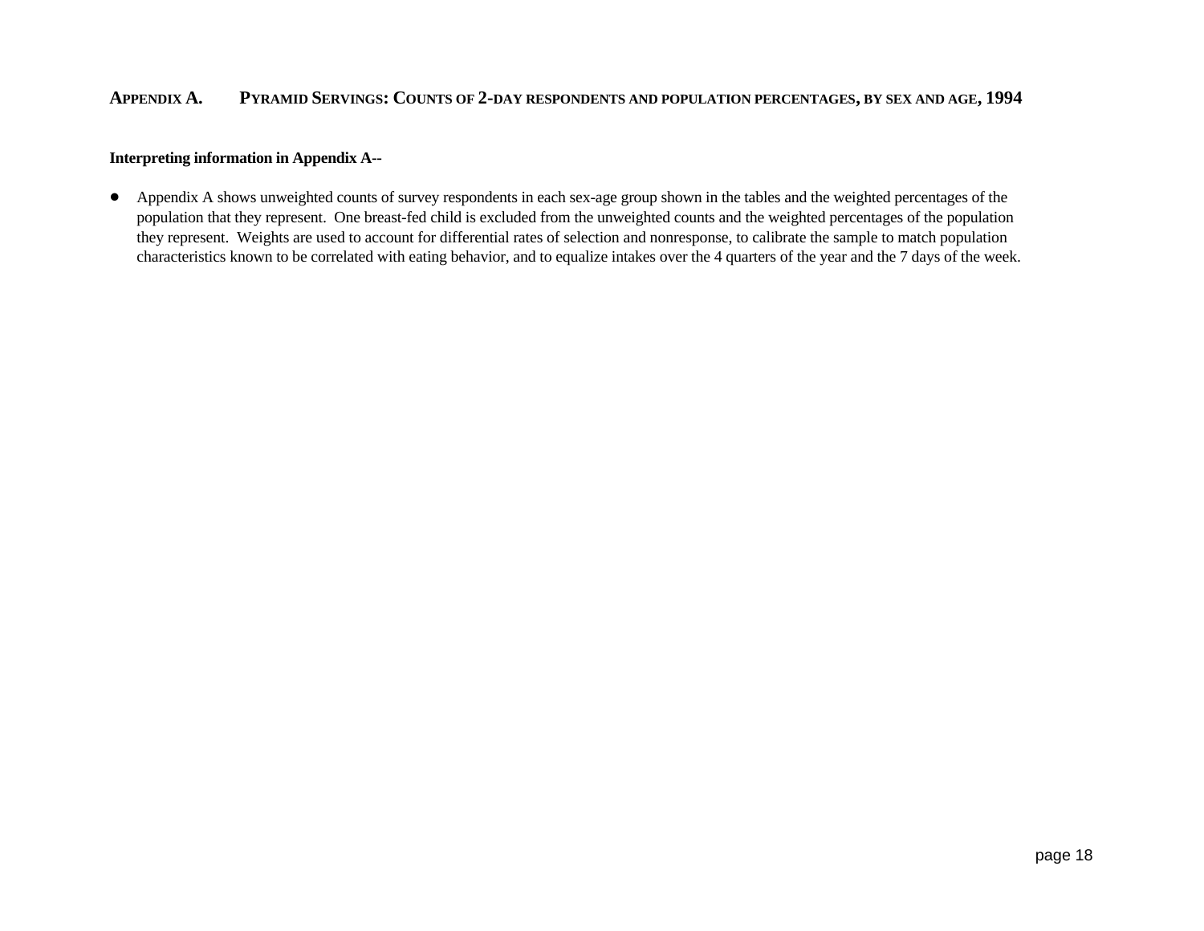## APPENDIX A. PYRAMID SERVINGS: COUNTS OF 2-DAY RESPONDENTS AND POPULATION PERCENTAGES, BY SEX AND AGE, 1994

**Interpreting information in Appendix A--**

- Appendix A shows unweighted counts of survey respondents in each sex-age group shown in the tables and the weighted percentages of the population that they represent. One breast-fed child is excluded from the unweighted counts and the weighted percentages of the population they represent. Weights are used to account for differential rates of selection and nonresponse, to calibrate the sample to match population characteristics known to be correlated with eating behavior, and to equalize intakes over the 4 quarters of the year and the 7 days of the week.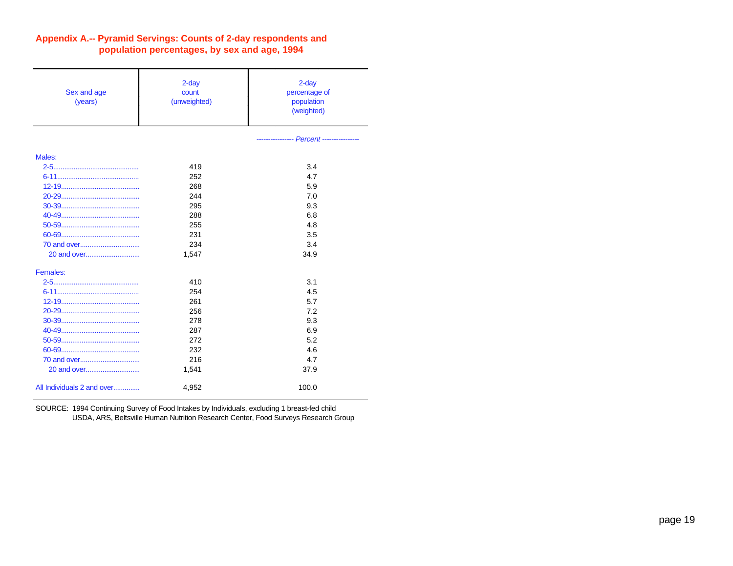## Appendix A.-- Pyramid Servings: Counts of 2-day respondents and population percentages, by sex and age, 1994

| Sex and age (years) | 2-day count (unweighted) | 2-day percentage of population (weighted) |
|---|---|---|
| | | *Percent* |
| **Males:** | | |
| 2-5 | 419 | 3.4 |
| 6-11 | 252 | 4.7 |
| 12-19 | 268 | 5.9 |
| 20-29 | 244 | 7.0 |
| 30-39 | 295 | 9.3 |
| 40-49 | 288 | 6.8 |
| 50-59 | 255 | 4.8 |
| 60-69 | 231 | 3.5 |
| 70 and over | 234 | 3.4 |
| 20 and over | 1,547 | 34.9 |
| **Females:** | | |
| 2-5 | 410 | 3.1 |
| 6-11 | 254 | 4.5 |
| 12-19 | 261 | 5.7 |
| 20-29 | 256 | 7.2 |
| 30-39 | 278 | 9.3 |
| 40-49 | 287 | 6.9 |
| 50-59 | 272 | 5.2 |
| 60-69 | 232 | 4.6 |
| 70 and over | 216 | 4.7 |
| 20 and over | 1,541 | 37.9 |
| All Individuals 2 and over | 4,952 | 100.0 |

SOURCE: 1994 Continuing Survey of Food Intakes by Individuals, excluding 1 breast-fed child
USDA, ARS, Beltsville Human Nutrition Research Center, Food Surveys Research Group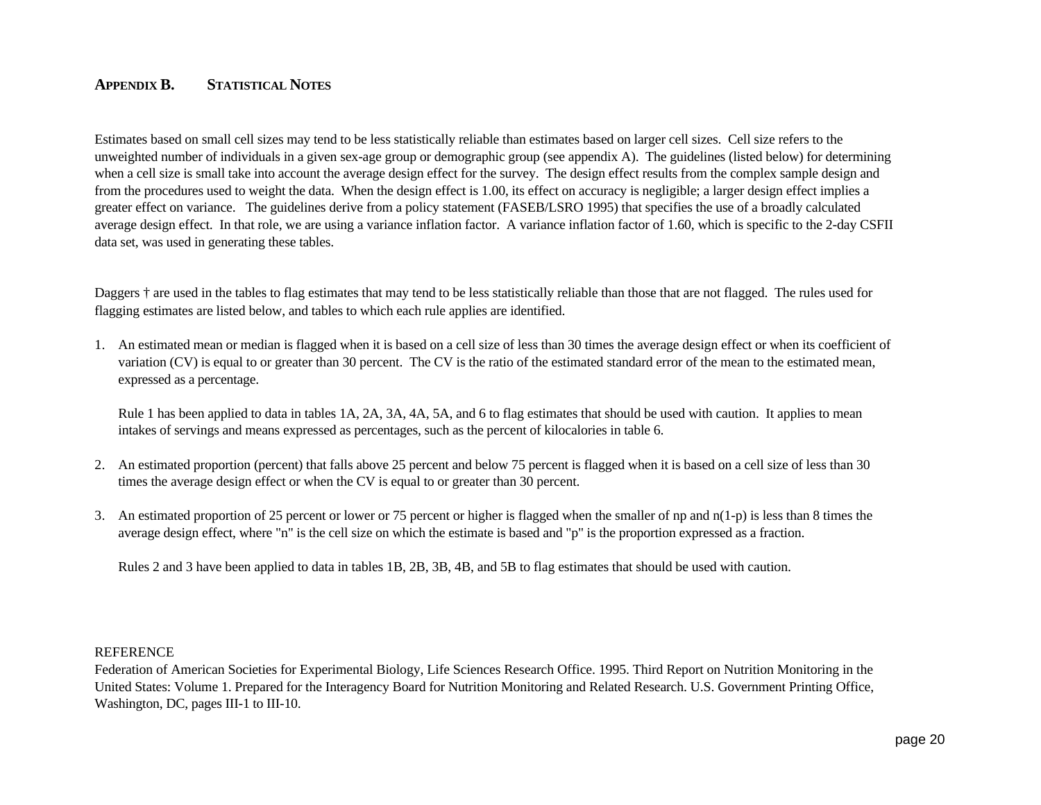## Appendix B. Statistical Notes

Estimates based on small cell sizes may tend to be less statistically reliable than estimates based on larger cell sizes. Cell size refers to the unweighted number of individuals in a given sex-age group or demographic group (see appendix A). The guidelines (listed below) for determining when a cell size is small take into account the average design effect for the survey. The design effect results from the complex sample design and from the procedures used to weight the data. When the design effect is 1.00, its effect on accuracy is negligible; a larger design effect implies a greater effect on variance. The guidelines derive from a policy statement (FASEB/LSRO 1995) that specifies the use of a broadly calculated average design effect. In that role, we are using a variance inflation factor. A variance inflation factor of 1.60, which is specific to the 2-day CSFII data set, was used in generating these tables.

Daggers † are used in the tables to flag estimates that may tend to be less statistically reliable than those that are not flagged. The rules used for flagging estimates are listed below, and tables to which each rule applies are identified.

1. An estimated mean or median is flagged when it is based on a cell size of less than 30 times the average design effect or when its coefficient of variation (CV) is equal to or greater than 30 percent. The CV is the ratio of the estimated standard error of the mean to the estimated mean, expressed as a percentage.

   Rule 1 has been applied to data in tables 1A, 2A, 3A, 4A, 5A, and 6 to flag estimates that should be used with caution. It applies to mean intakes of servings and means expressed as percentages, such as the percent of kilocalories in table 6.

2. An estimated proportion (percent) that falls above 25 percent and below 75 percent is flagged when it is based on a cell size of less than 30 times the average design effect or when the CV is equal to or greater than 30 percent.

3. An estimated proportion of 25 percent or lower or 75 percent or higher is flagged when the smaller of np and n(1-p) is less than 8 times the average design effect, where "n" is the cell size on which the estimate is based and "p" is the proportion expressed as a fraction.

   Rules 2 and 3 have been applied to data in tables 1B, 2B, 3B, 4B, and 5B to flag estimates that should be used with caution.

REFERENCE

Federation of American Societies for Experimental Biology, Life Sciences Research Office. 1995. Third Report on Nutrition Monitoring in the United States: Volume 1. Prepared for the Interagency Board for Nutrition Monitoring and Related Research. U.S. Government Printing Office, Washington, DC, pages III-1 to III-10.